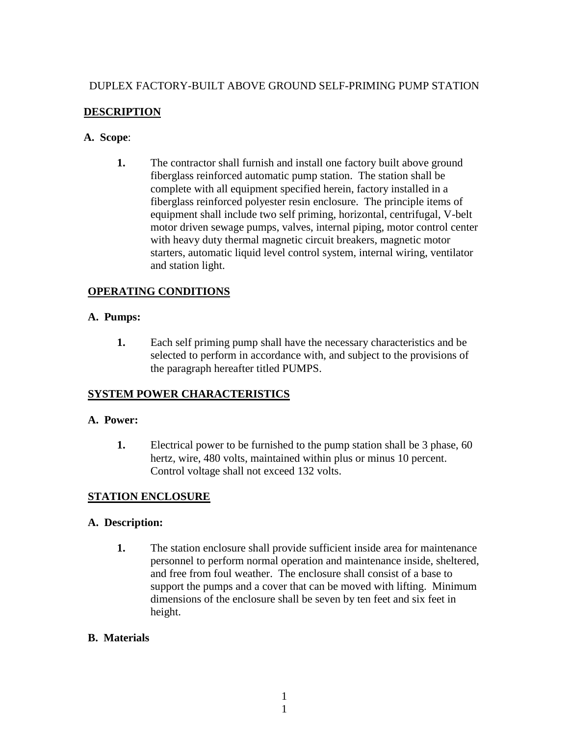# DUPLEX FACTORY-BUILT ABOVE GROUND SELF-PRIMING PUMP STATION

## DESCRIPTION

**A. Scope**:

1. The contractor shall furnish and install one factory built above ground fiberglass reinforced automatic pump station. The station shall be complete with all equipment specified herein, factory installed in a fiberglass reinforced polyester resin enclosure. The principle items of equipment shall include two self priming, horizontal, centrifugal, V-belt motor driven sewage pumps, valves, internal piping, motor control center with heavy duty thermal magnetic circuit breakers, magnetic motor starters, automatic liquid level control system, internal wiring, ventilator and station light.

## OPERATING CONDITIONS

**A. Pumps:**

1. Each self priming pump shall have the necessary characteristics and be selected to perform in accordance with, and subject to the provisions of the paragraph hereafter titled PUMPS.

## SYSTEM POWER CHARACTERISTICS

**A. Power:**

1. Electrical power to be furnished to the pump station shall be 3 phase, 60 hertz, wire, 480 volts, maintained within plus or minus 10 percent. Control voltage shall not exceed 132 volts.

## STATION ENCLOSURE

**A. Description:**

1. The station enclosure shall provide sufficient inside area for maintenance personnel to perform normal operation and maintenance inside, sheltered, and free from foul weather. The enclosure shall consist of a base to support the pumps and a cover that can be moved with lifting. Minimum dimensions of the enclosure shall be seven by ten feet and six feet in height.

**B. Materials**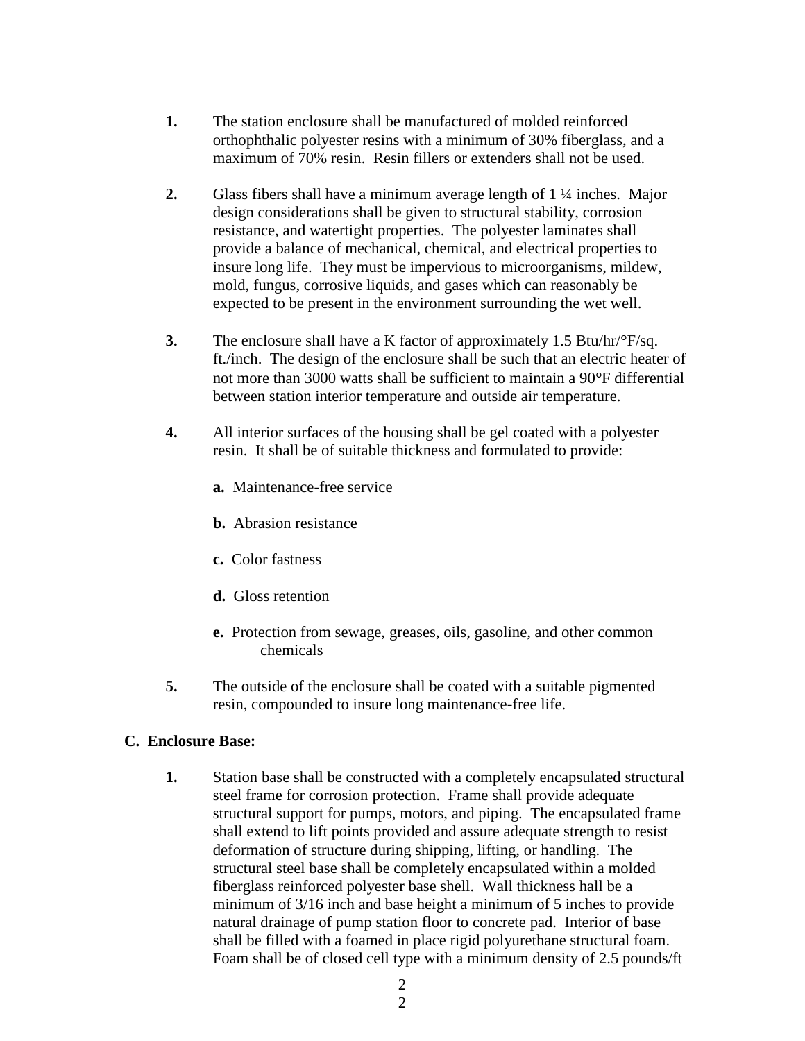1. The station enclosure shall be manufactured of molded reinforced orthophthalic polyester resins with a minimum of 30% fiberglass, and a maximum of 70% resin. Resin fillers or extenders shall not be used.

2. Glass fibers shall have a minimum average length of 1 ¼ inches. Major design considerations shall be given to structural stability, corrosion resistance, and watertight properties. The polyester laminates shall provide a balance of mechanical, chemical, and electrical properties to insure long life. They must be impervious to microorganisms, mildew, mold, fungus, corrosive liquids, and gases which can reasonably be expected to be present in the environment surrounding the wet well.

3. The enclosure shall have a K factor of approximately 1.5 Btu/hr/°F/sq. ft./inch. The design of the enclosure shall be such that an electric heater of not more than 3000 watts shall be sufficient to maintain a 90°F differential between station interior temperature and outside air temperature.

4. All interior surfaces of the housing shall be gel coated with a polyester resin. It shall be of suitable thickness and formulated to provide:

   **a.** Maintenance-free service

   **b.** Abrasion resistance

   **c.** Color fastness

   **d.** Gloss retention

   **e.** Protection from sewage, greases, oils, gasoline, and other common chemicals

5. The outside of the enclosure shall be coated with a suitable pigmented resin, compounded to insure long maintenance-free life.

**C. Enclosure Base:**

1. Station base shall be constructed with a completely encapsulated structural steel frame for corrosion protection. Frame shall provide adequate structural support for pumps, motors, and piping. The encapsulated frame shall extend to lift points provided and assure adequate strength to resist deformation of structure during shipping, lifting, or handling. The structural steel base shall be completely encapsulated within a molded fiberglass reinforced polyester base shell. Wall thickness hall be a minimum of 3/16 inch and base height a minimum of 5 inches to provide natural drainage of pump station floor to concrete pad. Interior of base shall be filled with a foamed in place rigid polyurethane structural foam. Foam shall be of closed cell type with a minimum density of 2.5 pounds/ft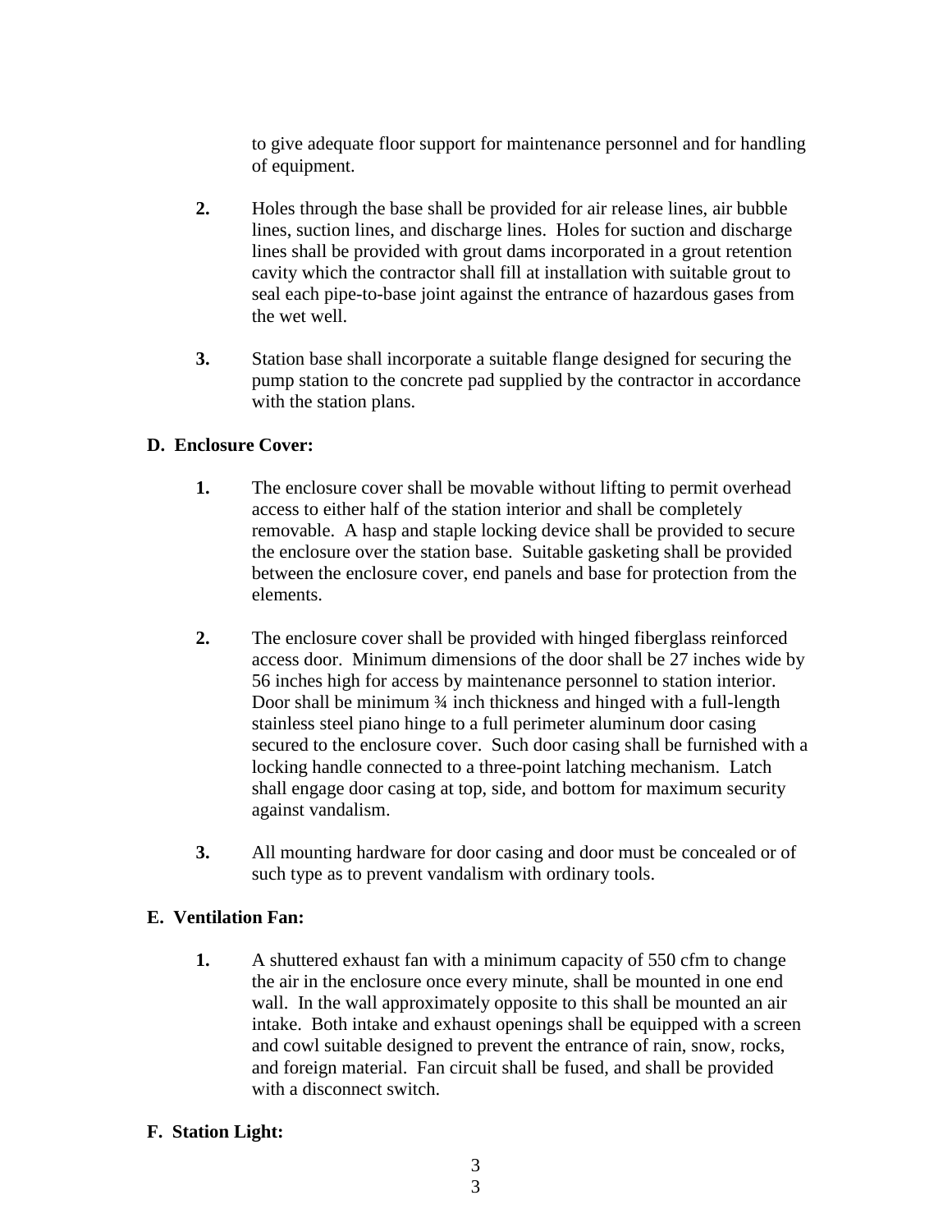to give adequate floor support for maintenance personnel and for handling of equipment.

2. Holes through the base shall be provided for air release lines, air bubble lines, suction lines, and discharge lines. Holes for suction and discharge lines shall be provided with grout dams incorporated in a grout retention cavity which the contractor shall fill at installation with suitable grout to seal each pipe-to-base joint against the entrance of hazardous gases from the wet well.

3. Station base shall incorporate a suitable flange designed for securing the pump station to the concrete pad supplied by the contractor in accordance with the station plans.

**D. Enclosure Cover:**

1. The enclosure cover shall be movable without lifting to permit overhead access to either half of the station interior and shall be completely removable. A hasp and staple locking device shall be provided to secure the enclosure over the station base. Suitable gasketing shall be provided between the enclosure cover, end panels and base for protection from the elements.

2. The enclosure cover shall be provided with hinged fiberglass reinforced access door. Minimum dimensions of the door shall be 27 inches wide by 56 inches high for access by maintenance personnel to station interior. Door shall be minimum ¾ inch thickness and hinged with a full-length stainless steel piano hinge to a full perimeter aluminum door casing secured to the enclosure cover. Such door casing shall be furnished with a locking handle connected to a three-point latching mechanism. Latch shall engage door casing at top, side, and bottom for maximum security against vandalism.

3. All mounting hardware for door casing and door must be concealed or of such type as to prevent vandalism with ordinary tools.

**E. Ventilation Fan:**

1. A shuttered exhaust fan with a minimum capacity of 550 cfm to change the air in the enclosure once every minute, shall be mounted in one end wall. In the wall approximately opposite to this shall be mounted an air intake. Both intake and exhaust openings shall be equipped with a screen and cowl suitable designed to prevent the entrance of rain, snow, rocks, and foreign material. Fan circuit shall be fused, and shall be provided with a disconnect switch.

**F. Station Light:**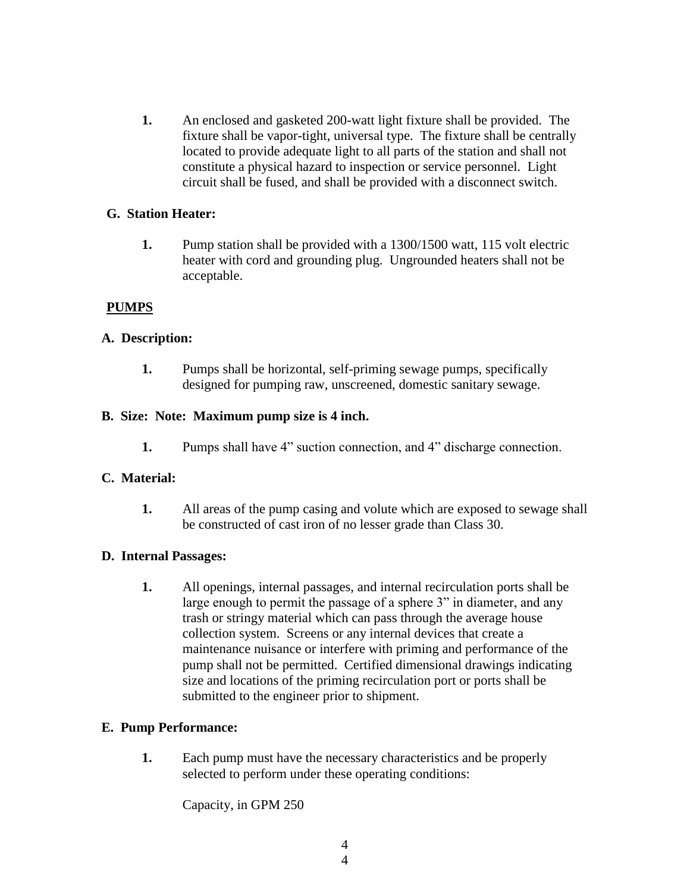**1.** An enclosed and gasketed 200-watt light fixture shall be provided. The fixture shall be vapor-tight, universal type. The fixture shall be centrally located to provide adequate light to all parts of the station and shall not constitute a physical hazard to inspection or service personnel. Light circuit shall be fused, and shall be provided with a disconnect switch.

**G. Station Heater:**

**1.** Pump station shall be provided with a 1300/1500 watt, 115 volt electric heater with cord and grounding plug. Ungrounded heaters shall not be acceptable.

**PUMPS**

**A. Description:**

**1.** Pumps shall be horizontal, self-priming sewage pumps, specifically designed for pumping raw, unscreened, domestic sanitary sewage.

**B. Size: Note: Maximum pump size is 4 inch.**

**1.** Pumps shall have 4" suction connection, and 4" discharge connection.

**C. Material:**

**1.** All areas of the pump casing and volute which are exposed to sewage shall be constructed of cast iron of no lesser grade than Class 30.

**D. Internal Passages:**

**1.** All openings, internal passages, and internal recirculation ports shall be large enough to permit the passage of a sphere 3" in diameter, and any trash or stringy material which can pass through the average house collection system. Screens or any internal devices that create a maintenance nuisance or interfere with priming and performance of the pump shall not be permitted. Certified dimensional drawings indicating size and locations of the priming recirculation port or ports shall be submitted to the engineer prior to shipment.

**E. Pump Performance:**

**1.** Each pump must have the necessary characteristics and be properly selected to perform under these operating conditions:

Capacity, in GPM 250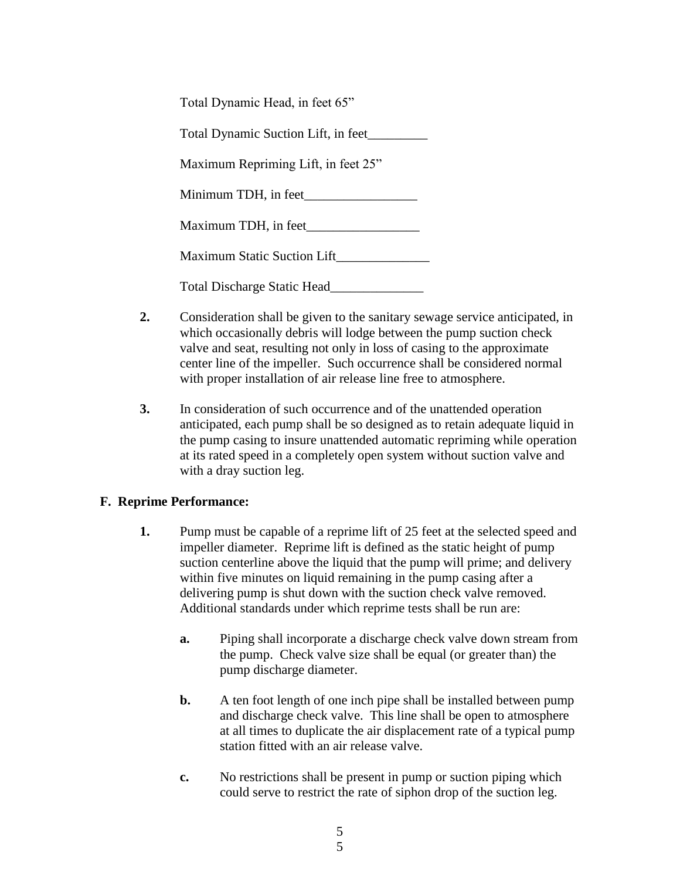Total Dynamic Head, in feet 65”

Total Dynamic Suction Lift, in feet_________

Maximum Repriming Lift, in feet 25”

Minimum TDH, in feet_________________

Maximum TDH, in feet_________________

Maximum Static Suction Lift______________

Total Discharge Static Head______________

**2.** Consideration shall be given to the sanitary sewage service anticipated, in which occasionally debris will lodge between the pump suction check valve and seat, resulting not only in loss of casing to the approximate center line of the impeller. Such occurrence shall be considered normal with proper installation of air release line free to atmosphere.

**3.** In consideration of such occurrence and of the unattended operation anticipated, each pump shall be so designed as to retain adequate liquid in the pump casing to insure unattended automatic repriming while operation at its rated speed in a completely open system without suction valve and with a dray suction leg.

**F. Reprime Performance:**

**1.** Pump must be capable of a reprime lift of 25 feet at the selected speed and impeller diameter. Reprime lift is defined as the static height of pump suction centerline above the liquid that the pump will prime; and delivery within five minutes on liquid remaining in the pump casing after a delivering pump is shut down with the suction check valve removed. Additional standards under which reprime tests shall be run are:

**a.** Piping shall incorporate a discharge check valve down stream from the pump. Check valve size shall be equal (or greater than) the pump discharge diameter.

**b.** A ten foot length of one inch pipe shall be installed between pump and discharge check valve. This line shall be open to atmosphere at all times to duplicate the air displacement rate of a typical pump station fitted with an air release valve.

**c.** No restrictions shall be present in pump or suction piping which could serve to restrict the rate of siphon drop of the suction leg.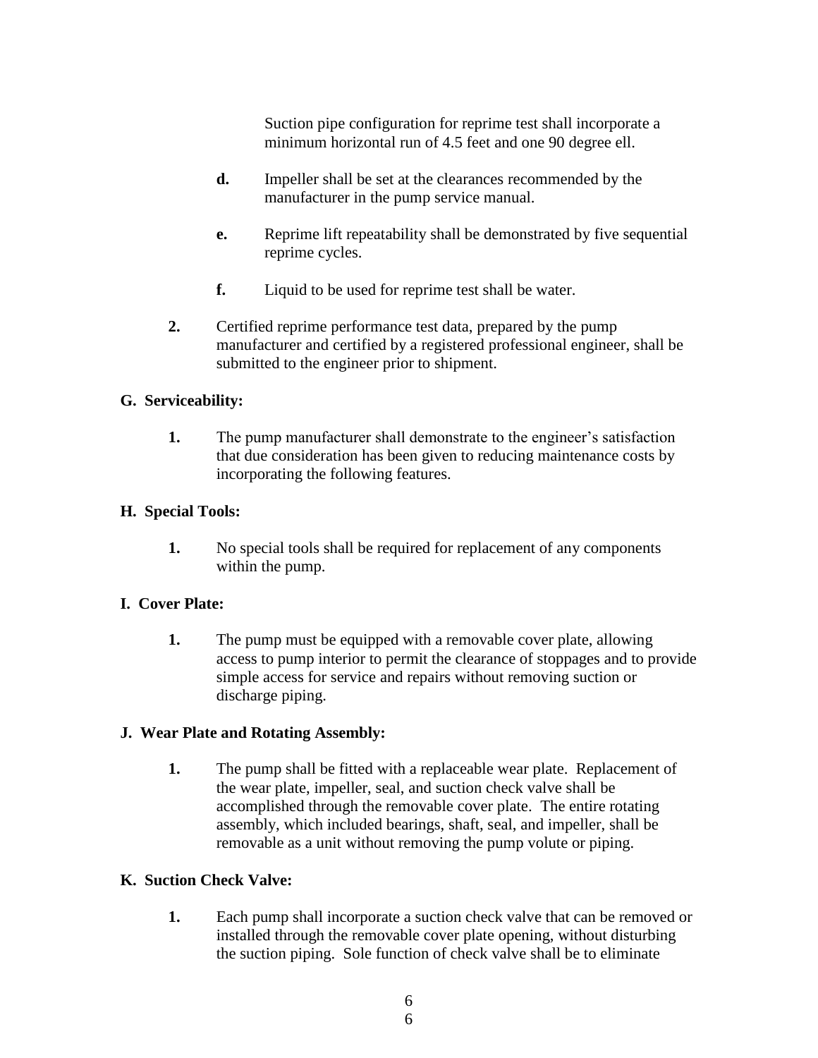Suction pipe configuration for reprime test shall incorporate a minimum horizontal run of 4.5 feet and one 90 degree ell.

**d.** Impeller shall be set at the clearances recommended by the manufacturer in the pump service manual.

**e.** Reprime lift repeatability shall be demonstrated by five sequential reprime cycles.

**f.** Liquid to be used for reprime test shall be water.

**2.** Certified reprime performance test data, prepared by the pump manufacturer and certified by a registered professional engineer, shall be submitted to the engineer prior to shipment.

**G. Serviceability:**

**1.** The pump manufacturer shall demonstrate to the engineer's satisfaction that due consideration has been given to reducing maintenance costs by incorporating the following features.

**H. Special Tools:**

**1.** No special tools shall be required for replacement of any components within the pump.

**I. Cover Plate:**

**1.** The pump must be equipped with a removable cover plate, allowing access to pump interior to permit the clearance of stoppages and to provide simple access for service and repairs without removing suction or discharge piping.

**J. Wear Plate and Rotating Assembly:**

**1.** The pump shall be fitted with a replaceable wear plate. Replacement of the wear plate, impeller, seal, and suction check valve shall be accomplished through the removable cover plate. The entire rotating assembly, which included bearings, shaft, seal, and impeller, shall be removable as a unit without removing the pump volute or piping.

**K. Suction Check Valve:**

**1.** Each pump shall incorporate a suction check valve that can be removed or installed through the removable cover plate opening, without disturbing the suction piping. Sole function of check valve shall be to eliminate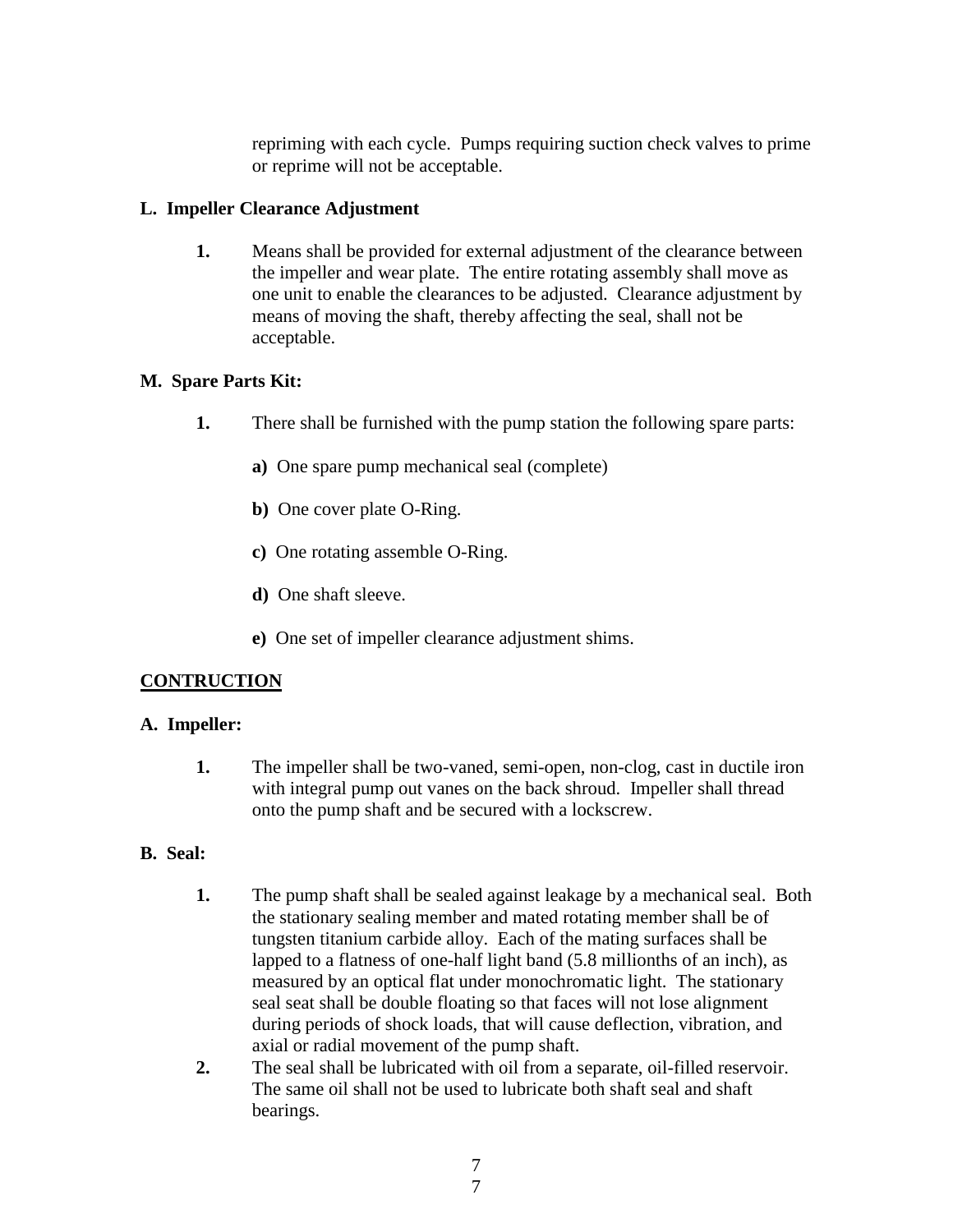repriming with each cycle. Pumps requiring suction check valves to prime or reprime will not be acceptable.

**L. Impeller Clearance Adjustment**

**1.** Means shall be provided for external adjustment of the clearance between the impeller and wear plate. The entire rotating assembly shall move as one unit to enable the clearances to be adjusted. Clearance adjustment by means of moving the shaft, thereby affecting the seal, shall not be acceptable.

**M. Spare Parts Kit:**

**1.** There shall be furnished with the pump station the following spare parts:

**a)** One spare pump mechanical seal (complete)

**b)** One cover plate O-Ring.

**c)** One rotating assemble O-Ring.

**d)** One shaft sleeve.

**e)** One set of impeller clearance adjustment shims.

## <u>CONTRUCTION</u>

**A. Impeller:**

**1.** The impeller shall be two-vaned, semi-open, non-clog, cast in ductile iron with integral pump out vanes on the back shroud. Impeller shall thread onto the pump shaft and be secured with a lockscrew.

**B. Seal:**

**1.** The pump shaft shall be sealed against leakage by a mechanical seal. Both the stationary sealing member and mated rotating member shall be of tungsten titanium carbide alloy. Each of the mating surfaces shall be lapped to a flatness of one-half light band (5.8 millionths of an inch), as measured by an optical flat under monochromatic light. The stationary seal seat shall be double floating so that faces will not lose alignment during periods of shock loads, that will cause deflection, vibration, and axial or radial movement of the pump shaft.

**2.** The seal shall be lubricated with oil from a separate, oil-filled reservoir. The same oil shall not be used to lubricate both shaft seal and shaft bearings.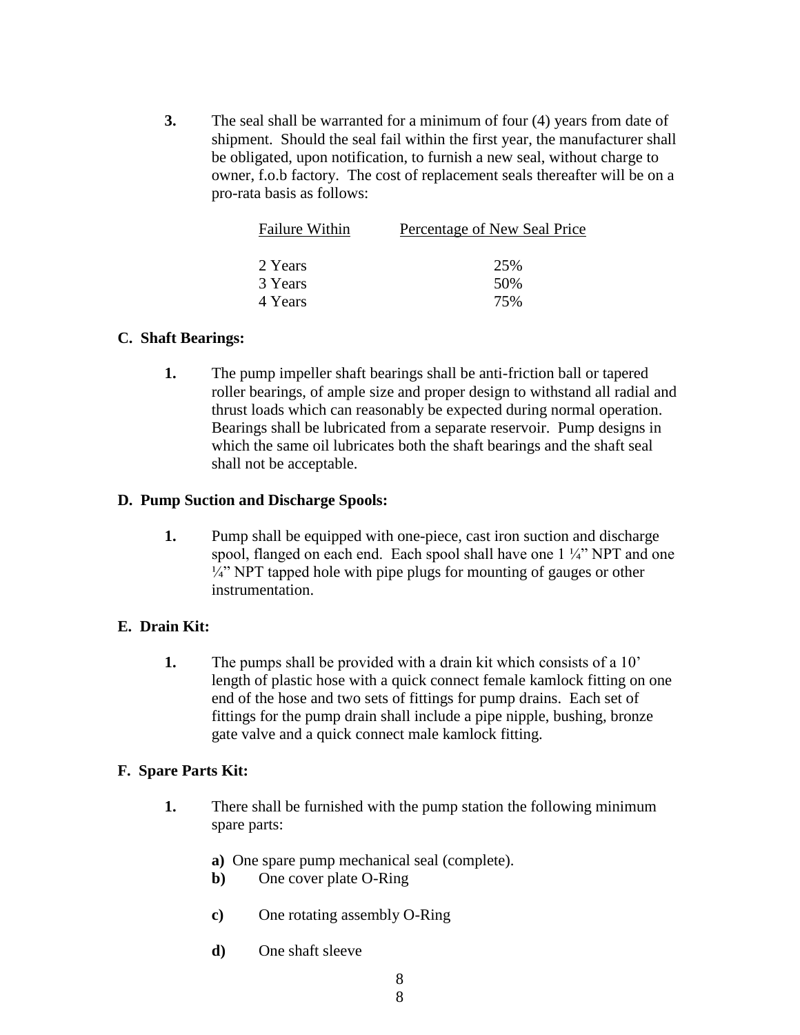**3.** The seal shall be warranted for a minimum of four (4) years from date of shipment. Should the seal fail within the first year, the manufacturer shall be obligated, upon notification, to furnish a new seal, without charge to owner, f.o.b factory. The cost of replacement seals thereafter will be on a pro-rata basis as follows:

| Failure Within | Percentage of New Seal Price |
|---|---|
| 2 Years | 25% |
| 3 Years | 50% |
| 4 Years | 75% |

**C. Shaft Bearings:**

**1.** The pump impeller shaft bearings shall be anti-friction ball or tapered roller bearings, of ample size and proper design to withstand all radial and thrust loads which can reasonably be expected during normal operation. Bearings shall be lubricated from a separate reservoir. Pump designs in which the same oil lubricates both the shaft bearings and the shaft seal shall not be acceptable.

**D. Pump Suction and Discharge Spools:**

**1.** Pump shall be equipped with one-piece, cast iron suction and discharge spool, flanged on each end. Each spool shall have one 1 ¼" NPT and one ¼" NPT tapped hole with pipe plugs for mounting of gauges or other instrumentation.

**E. Drain Kit:**

**1.** The pumps shall be provided with a drain kit which consists of a 10' length of plastic hose with a quick connect female kamlock fitting on one end of the hose and two sets of fittings for pump drains. Each set of fittings for the pump drain shall include a pipe nipple, bushing, bronze gate valve and a quick connect male kamlock fitting.

**F. Spare Parts Kit:**

**1.** There shall be furnished with the pump station the following minimum spare parts:

**a)** One spare pump mechanical seal (complete).

**b)** One cover plate O-Ring

**c)** One rotating assembly O-Ring

**d)** One shaft sleeve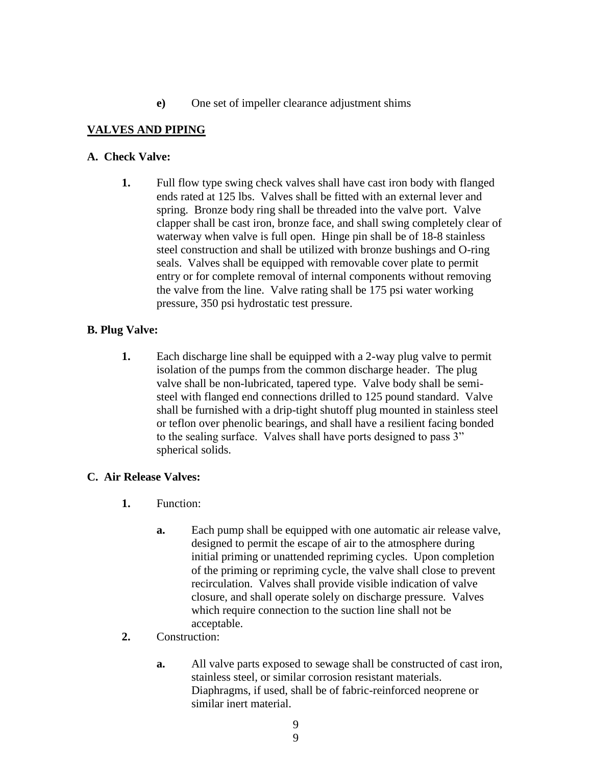**e)** One set of impeller clearance adjustment shims

## VALVES AND PIPING

### A. Check Valve:

**1.** Full flow type swing check valves shall have cast iron body with flanged ends rated at 125 lbs. Valves shall be fitted with an external lever and spring. Bronze body ring shall be threaded into the valve port. Valve clapper shall be cast iron, bronze face, and shall swing completely clear of waterway when valve is full open. Hinge pin shall be of 18-8 stainless steel construction and shall be utilized with bronze bushings and O-ring seals. Valves shall be equipped with removable cover plate to permit entry or for complete removal of internal components without removing the valve from the line. Valve rating shall be 175 psi water working pressure, 350 psi hydrostatic test pressure.

### B. Plug Valve:

**1.** Each discharge line shall be equipped with a 2-way plug valve to permit isolation of the pumps from the common discharge header. The plug valve shall be non-lubricated, tapered type. Valve body shall be semi-steel with flanged end connections drilled to 125 pound standard. Valve shall be furnished with a drip-tight shutoff plug mounted in stainless steel or teflon over phenolic bearings, and shall have a resilient facing bonded to the sealing surface. Valves shall have ports designed to pass 3" spherical solids.

### C. Air Release Valves:

**1.** Function:

**a.** Each pump shall be equipped with one automatic air release valve, designed to permit the escape of air to the atmosphere during initial priming or unattended repriming cycles. Upon completion of the priming or repriming cycle, the valve shall close to prevent recirculation. Valves shall provide visible indication of valve closure, and shall operate solely on discharge pressure. Valves which require connection to the suction line shall not be acceptable.

**2.** Construction:

**a.** All valve parts exposed to sewage shall be constructed of cast iron, stainless steel, or similar corrosion resistant materials. Diaphragms, if used, shall be of fabric-reinforced neoprene or similar inert material.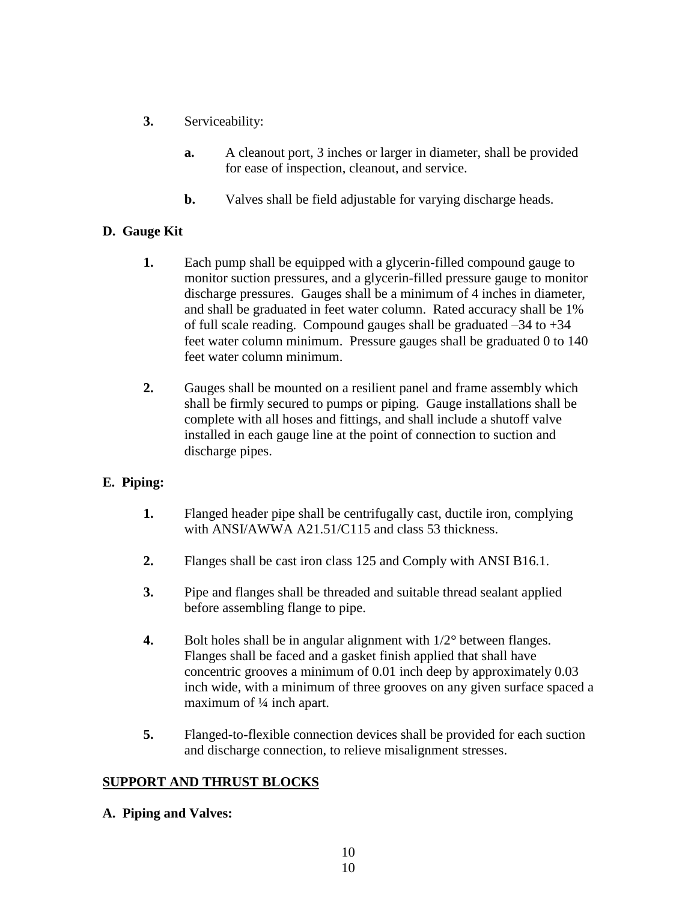**3.** Serviceability:

- **a.** A cleanout port, 3 inches or larger in diameter, shall be provided for ease of inspection, cleanout, and service.

- **b.** Valves shall be field adjustable for varying discharge heads.

**D. Gauge Kit**

**1.** Each pump shall be equipped with a glycerin-filled compound gauge to monitor suction pressures, and a glycerin-filled pressure gauge to monitor discharge pressures. Gauges shall be a minimum of 4 inches in diameter, and shall be graduated in feet water column. Rated accuracy shall be 1% of full scale reading. Compound gauges shall be graduated –34 to +34 feet water column minimum. Pressure gauges shall be graduated 0 to 140 feet water column minimum.

**2.** Gauges shall be mounted on a resilient panel and frame assembly which shall be firmly secured to pumps or piping. Gauge installations shall be complete with all hoses and fittings, and shall include a shutoff valve installed in each gauge line at the point of connection to suction and discharge pipes.

**E. Piping:**

**1.** Flanged header pipe shall be centrifugally cast, ductile iron, complying with ANSI/AWWA A21.51/C115 and class 53 thickness.

**2.** Flanges shall be cast iron class 125 and Comply with ANSI B16.1.

**3.** Pipe and flanges shall be threaded and suitable thread sealant applied before assembling flange to pipe.

**4.** Bolt holes shall be in angular alignment with 1/2° between flanges. Flanges shall be faced and a gasket finish applied that shall have concentric grooves a minimum of 0.01 inch deep by approximately 0.03 inch wide, with a minimum of three grooves on any given surface spaced a maximum of ¼ inch apart.

**5.** Flanged-to-flexible connection devices shall be provided for each suction and discharge connection, to relieve misalignment stresses.

**SUPPORT AND THRUST BLOCKS**

**A. Piping and Valves:**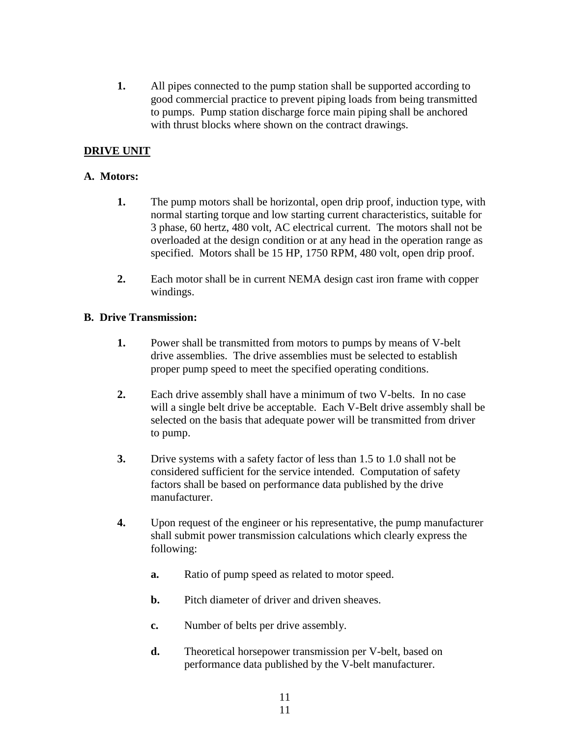**1.** All pipes connected to the pump station shall be supported according to good commercial practice to prevent piping loads from being transmitted to pumps. Pump station discharge force main piping shall be anchored with thrust blocks where shown on the contract drawings.

## DRIVE UNIT

### A. Motors:

**1.** The pump motors shall be horizontal, open drip proof, induction type, with normal starting torque and low starting current characteristics, suitable for 3 phase, 60 hertz, 480 volt, AC electrical current. The motors shall not be overloaded at the design condition or at any head in the operation range as specified. Motors shall be 15 HP, 1750 RPM, 480 volt, open drip proof.

**2.** Each motor shall be in current NEMA design cast iron frame with copper windings.

### B. Drive Transmission:

**1.** Power shall be transmitted from motors to pumps by means of V-belt drive assemblies. The drive assemblies must be selected to establish proper pump speed to meet the specified operating conditions.

**2.** Each drive assembly shall have a minimum of two V-belts. In no case will a single belt drive be acceptable. Each V-Belt drive assembly shall be selected on the basis that adequate power will be transmitted from driver to pump.

**3.** Drive systems with a safety factor of less than 1.5 to 1.0 shall not be considered sufficient for the service intended. Computation of safety factors shall be based on performance data published by the drive manufacturer.

**4.** Upon request of the engineer or his representative, the pump manufacturer shall submit power transmission calculations which clearly express the following:

- **a.** Ratio of pump speed as related to motor speed.
- **b.** Pitch diameter of driver and driven sheaves.
- **c.** Number of belts per drive assembly.
- **d.** Theoretical horsepower transmission per V-belt, based on performance data published by the V-belt manufacturer.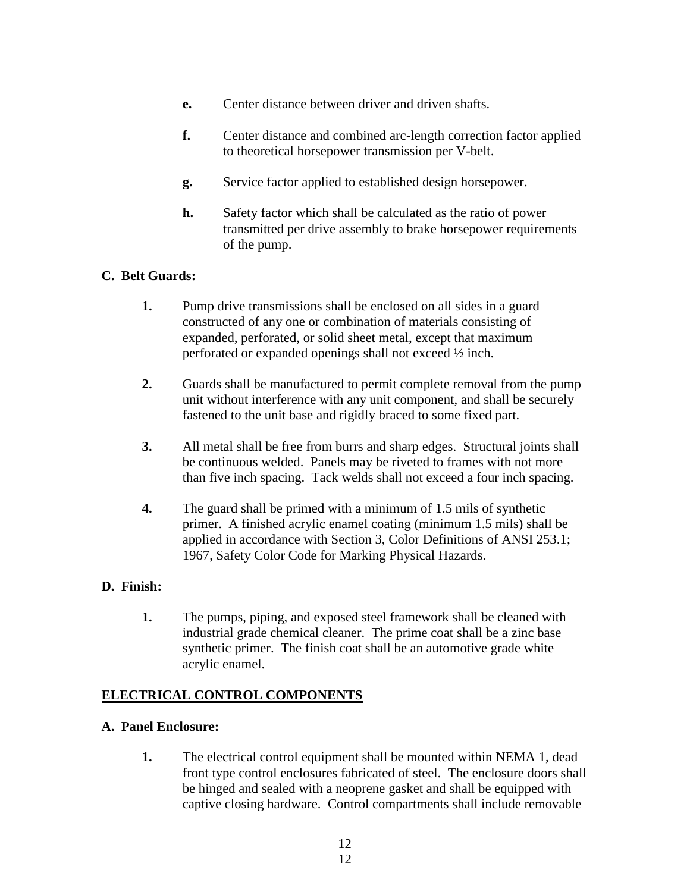- **e.** Center distance between driver and driven shafts.

- **f.** Center distance and combined arc-length correction factor applied to theoretical horsepower transmission per V-belt.

- **g.** Service factor applied to established design horsepower.

- **h.** Safety factor which shall be calculated as the ratio of power transmitted per drive assembly to brake horsepower requirements of the pump.

**C. Belt Guards:**

1. Pump drive transmissions shall be enclosed on all sides in a guard constructed of any one or combination of materials consisting of expanded, perforated, or solid sheet metal, except that maximum perforated or expanded openings shall not exceed ½ inch.

2. Guards shall be manufactured to permit complete removal from the pump unit without interference with any unit component, and shall be securely fastened to the unit base and rigidly braced to some fixed part.

3. All metal shall be free from burrs and sharp edges. Structural joints shall be continuous welded. Panels may be riveted to frames with not more than five inch spacing. Tack welds shall not exceed a four inch spacing.

4. The guard shall be primed with a minimum of 1.5 mils of synthetic primer. A finished acrylic enamel coating (minimum 1.5 mils) shall be applied in accordance with Section 3, Color Definitions of ANSI 253.1; 1967, Safety Color Code for Marking Physical Hazards.

**D. Finish:**

1. The pumps, piping, and exposed steel framework shall be cleaned with industrial grade chemical cleaner. The prime coat shall be a zinc base synthetic primer. The finish coat shall be an automotive grade white acrylic enamel.

## ELECTRICAL CONTROL COMPONENTS

**A. Panel Enclosure:**

1. The electrical control equipment shall be mounted within NEMA 1, dead front type control enclosures fabricated of steel. The enclosure doors shall be hinged and sealed with a neoprene gasket and shall be equipped with captive closing hardware. Control compartments shall include removable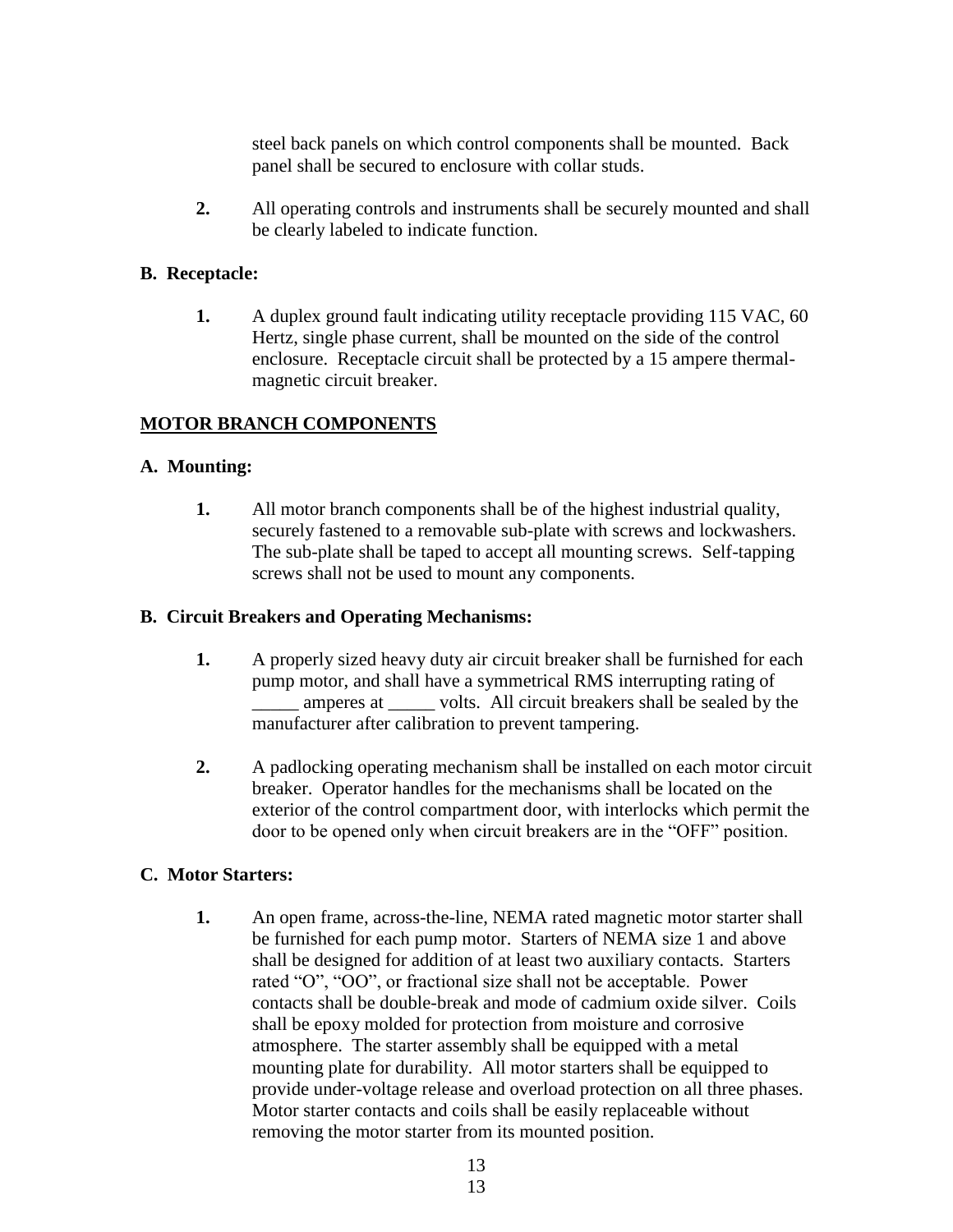steel back panels on which control components shall be mounted. Back panel shall be secured to enclosure with collar studs.

**2.** All operating controls and instruments shall be securely mounted and shall be clearly labeled to indicate function.

**B. Receptacle:**

**1.** A duplex ground fault indicating utility receptacle providing 115 VAC, 60 Hertz, single phase current, shall be mounted on the side of the control enclosure. Receptacle circuit shall be protected by a 15 ampere thermal-magnetic circuit breaker.

**MOTOR BRANCH COMPONENTS**

**A. Mounting:**

**1.** All motor branch components shall be of the highest industrial quality, securely fastened to a removable sub-plate with screws and lockwashers. The sub-plate shall be taped to accept all mounting screws. Self-tapping screws shall not be used to mount any components.

**B. Circuit Breakers and Operating Mechanisms:**

**1.** A properly sized heavy duty air circuit breaker shall be furnished for each pump motor, and shall have a symmetrical RMS interrupting rating of _____ amperes at _____ volts. All circuit breakers shall be sealed by the manufacturer after calibration to prevent tampering.

**2.** A padlocking operating mechanism shall be installed on each motor circuit breaker. Operator handles for the mechanisms shall be located on the exterior of the control compartment door, with interlocks which permit the door to be opened only when circuit breakers are in the "OFF" position.

**C. Motor Starters:**

**1.** An open frame, across-the-line, NEMA rated magnetic motor starter shall be furnished for each pump motor. Starters of NEMA size 1 and above shall be designed for addition of at least two auxiliary contacts. Starters rated "O", "OO", or fractional size shall not be acceptable. Power contacts shall be double-break and mode of cadmium oxide silver. Coils shall be epoxy molded for protection from moisture and corrosive atmosphere. The starter assembly shall be equipped with a metal mounting plate for durability. All motor starters shall be equipped to provide under-voltage release and overload protection on all three phases. Motor starter contacts and coils shall be easily replaceable without removing the motor starter from its mounted position.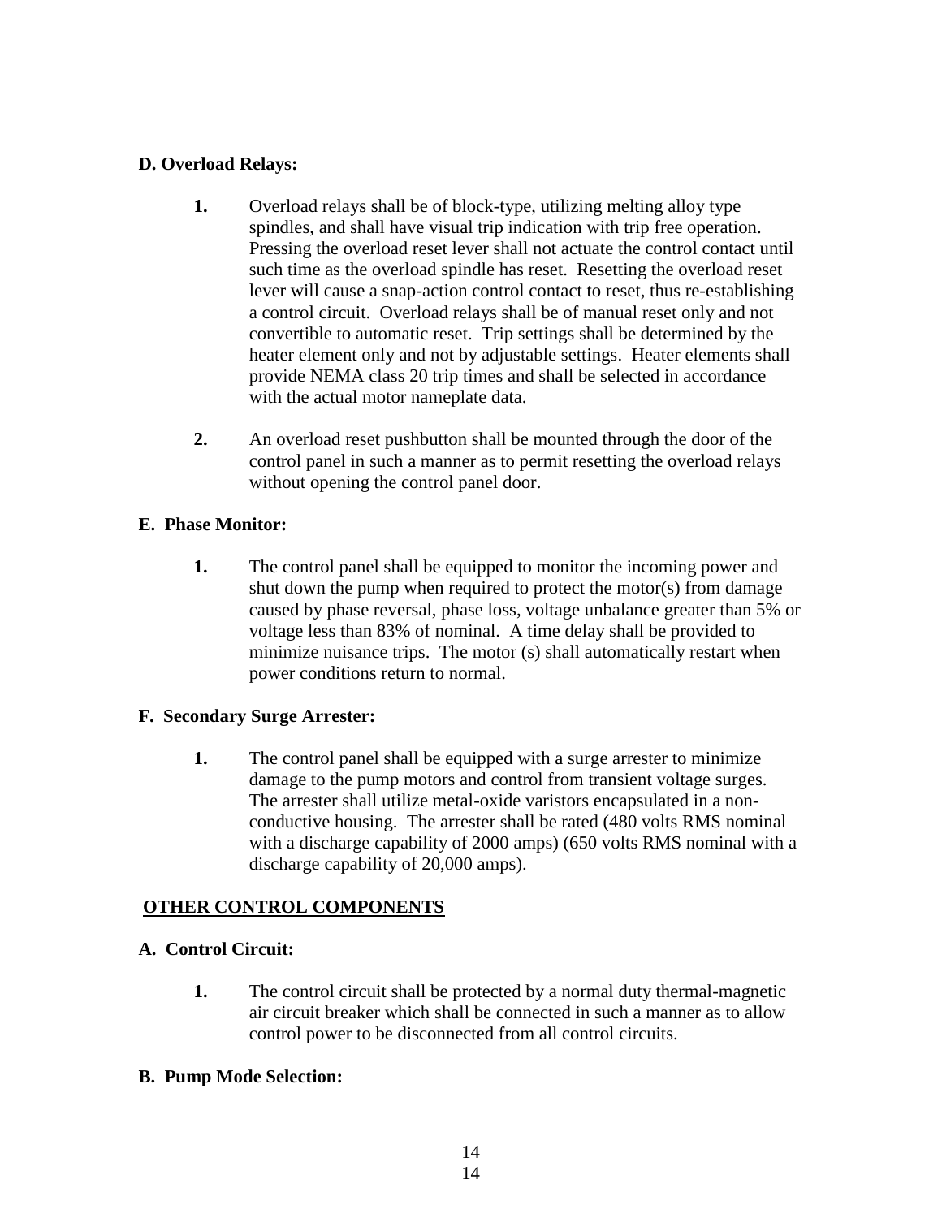**D. Overload Relays:**

1. Overload relays shall be of block-type, utilizing melting alloy type spindles, and shall have visual trip indication with trip free operation. Pressing the overload reset lever shall not actuate the control contact until such time as the overload spindle has reset. Resetting the overload reset lever will cause a snap-action control contact to reset, thus re-establishing a control circuit. Overload relays shall be of manual reset only and not convertible to automatic reset. Trip settings shall be determined by the heater element only and not by adjustable settings. Heater elements shall provide NEMA class 20 trip times and shall be selected in accordance with the actual motor nameplate data.

2. An overload reset pushbutton shall be mounted through the door of the control panel in such a manner as to permit resetting the overload relays without opening the control panel door.

**E. Phase Monitor:**

1. The control panel shall be equipped to monitor the incoming power and shut down the pump when required to protect the motor(s) from damage caused by phase reversal, phase loss, voltage unbalance greater than 5% or voltage less than 83% of nominal. A time delay shall be provided to minimize nuisance trips. The motor (s) shall automatically restart when power conditions return to normal.

**F. Secondary Surge Arrester:**

1. The control panel shall be equipped with a surge arrester to minimize damage to the pump motors and control from transient voltage surges. The arrester shall utilize metal-oxide varistors encapsulated in a non-conductive housing. The arrester shall be rated (480 volts RMS nominal with a discharge capability of 2000 amps) (650 volts RMS nominal with a discharge capability of 20,000 amps).

**<u>OTHER CONTROL COMPONENTS</u>**

**A. Control Circuit:**

1. The control circuit shall be protected by a normal duty thermal-magnetic air circuit breaker which shall be connected in such a manner as to allow control power to be disconnected from all control circuits.

**B. Pump Mode Selection:**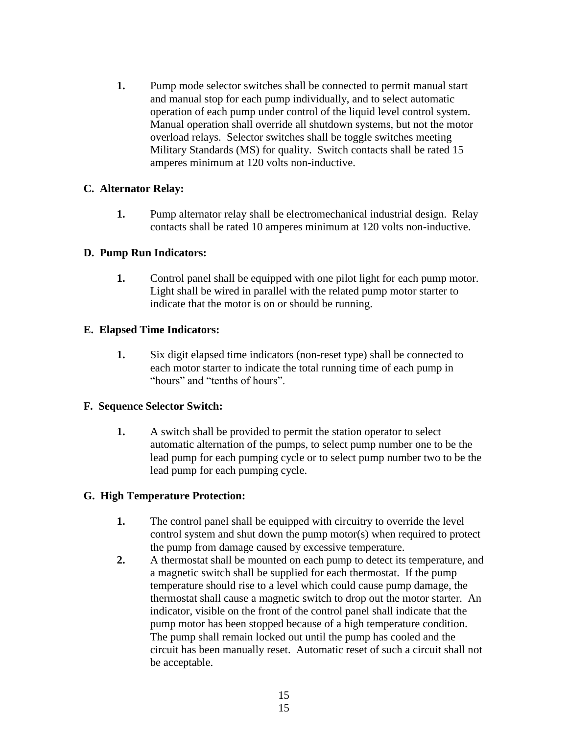1. Pump mode selector switches shall be connected to permit manual start and manual stop for each pump individually, and to select automatic operation of each pump under control of the liquid level control system. Manual operation shall override all shutdown systems, but not the motor overload relays. Selector switches shall be toggle switches meeting Military Standards (MS) for quality. Switch contacts shall be rated 15 amperes minimum at 120 volts non-inductive.

**C. Alternator Relay:**

1. Pump alternator relay shall be electromechanical industrial design. Relay contacts shall be rated 10 amperes minimum at 120 volts non-inductive.

**D. Pump Run Indicators:**

1. Control panel shall be equipped with one pilot light for each pump motor. Light shall be wired in parallel with the related pump motor starter to indicate that the motor is on or should be running.

**E. Elapsed Time Indicators:**

1. Six digit elapsed time indicators (non-reset type) shall be connected to each motor starter to indicate the total running time of each pump in "hours" and "tenths of hours".

**F. Sequence Selector Switch:**

1. A switch shall be provided to permit the station operator to select automatic alternation of the pumps, to select pump number one to be the lead pump for each pumping cycle or to select pump number two to be the lead pump for each pumping cycle.

**G. High Temperature Protection:**

1. The control panel shall be equipped with circuitry to override the level control system and shut down the pump motor(s) when required to protect the pump from damage caused by excessive temperature.
2. A thermostat shall be mounted on each pump to detect its temperature, and a magnetic switch shall be supplied for each thermostat. If the pump temperature should rise to a level which could cause pump damage, the thermostat shall cause a magnetic switch to drop out the motor starter. An indicator, visible on the front of the control panel shall indicate that the pump motor has been stopped because of a high temperature condition. The pump shall remain locked out until the pump has cooled and the circuit has been manually reset. Automatic reset of such a circuit shall not be acceptable.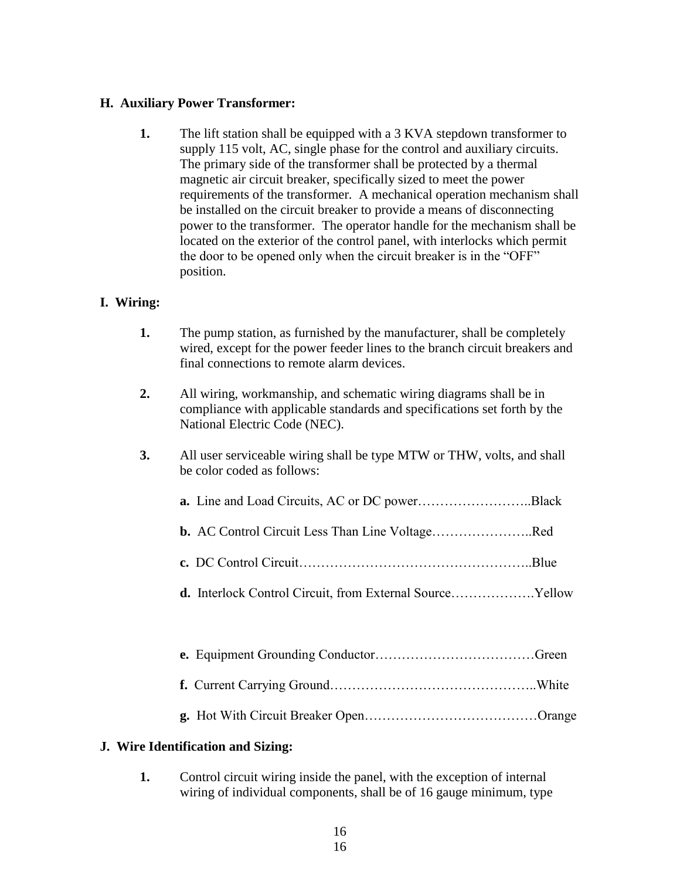### H. Auxiliary Power Transformer:

**1.** The lift station shall be equipped with a 3 KVA stepdown transformer to supply 115 volt, AC, single phase for the control and auxiliary circuits. The primary side of the transformer shall be protected by a thermal magnetic air circuit breaker, specifically sized to meet the power requirements of the transformer. A mechanical operation mechanism shall be installed on the circuit breaker to provide a means of disconnecting power to the transformer. The operator handle for the mechanism shall be located on the exterior of the control panel, with interlocks which permit the door to be opened only when the circuit breaker is in the "OFF" position.

### I. Wiring:

**1.** The pump station, as furnished by the manufacturer, shall be completely wired, except for the power feeder lines to the branch circuit breakers and final connections to remote alarm devices.

**2.** All wiring, workmanship, and schematic wiring diagrams shall be in compliance with applicable standards and specifications set forth by the National Electric Code (NEC).

**3.** All user serviceable wiring shall be type MTW or THW, volts, and shall be color coded as follows:

**a.** Line and Load Circuits, AC or DC power……………………..Black

**b.** AC Control Circuit Less Than Line Voltage…………………..Red

**c.** DC Control Circuit……………………………………………..Blue

**d.** Interlock Control Circuit, from External Source……………….Yellow

**e.** Equipment Grounding Conductor………………………………Green

**f.** Current Carrying Ground………………………………………..White

**g.** Hot With Circuit Breaker Open…………………………………Orange

### J. Wire Identification and Sizing:

**1.** Control circuit wiring inside the panel, with the exception of internal wiring of individual components, shall be of 16 gauge minimum, type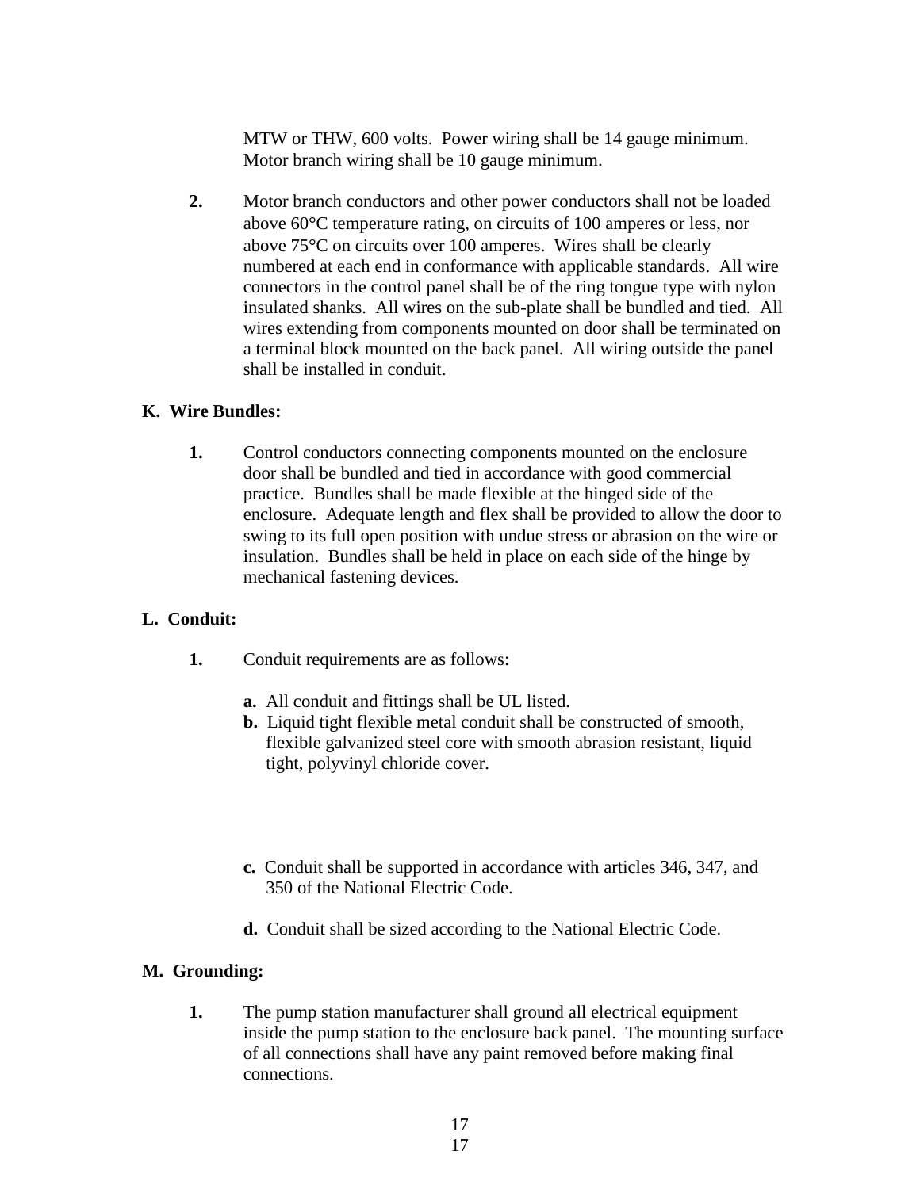MTW or THW, 600 volts. Power wiring shall be 14 gauge minimum. Motor branch wiring shall be 10 gauge minimum.

**2.** Motor branch conductors and other power conductors shall not be loaded above 60°C temperature rating, on circuits of 100 amperes or less, nor above 75°C on circuits over 100 amperes. Wires shall be clearly numbered at each end in conformance with applicable standards. All wire connectors in the control panel shall be of the ring tongue type with nylon insulated shanks. All wires on the sub-plate shall be bundled and tied. All wires extending from components mounted on door shall be terminated on a terminal block mounted on the back panel. All wiring outside the panel shall be installed in conduit.

**K. Wire Bundles:**

**1.** Control conductors connecting components mounted on the enclosure door shall be bundled and tied in accordance with good commercial practice. Bundles shall be made flexible at the hinged side of the enclosure. Adequate length and flex shall be provided to allow the door to swing to its full open position with undue stress or abrasion on the wire or insulation. Bundles shall be held in place on each side of the hinge by mechanical fastening devices.

**L. Conduit:**

**1.** Conduit requirements are as follows:

**a.** All conduit and fittings shall be UL listed.
**b.** Liquid tight flexible metal conduit shall be constructed of smooth, flexible galvanized steel core with smooth abrasion resistant, liquid tight, polyvinyl chloride cover.

**c.** Conduit shall be supported in accordance with articles 346, 347, and 350 of the National Electric Code.

**d.** Conduit shall be sized according to the National Electric Code.

**M. Grounding:**

**1.** The pump station manufacturer shall ground all electrical equipment inside the pump station to the enclosure back panel. The mounting surface of all connections shall have any paint removed before making final connections.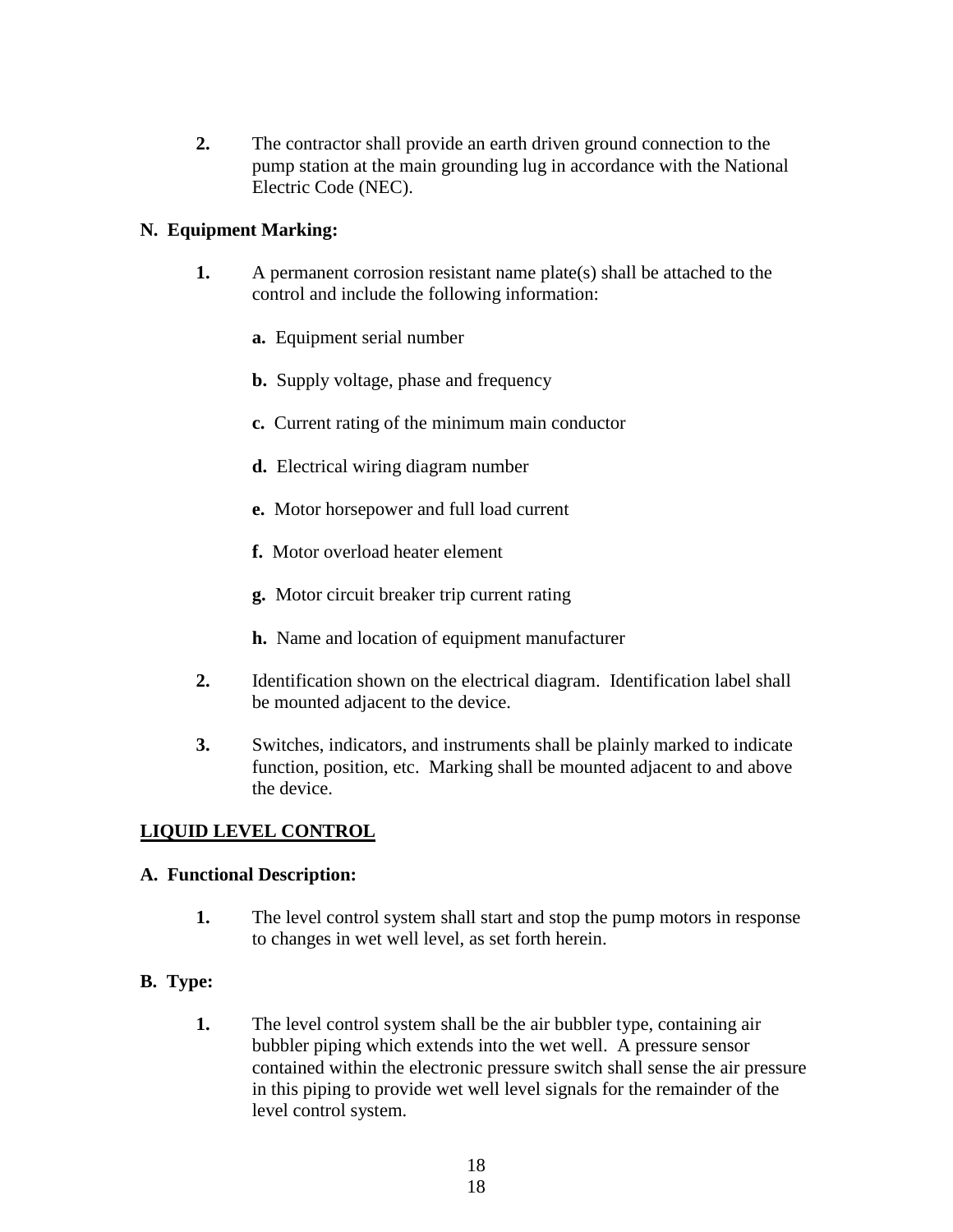**2.** The contractor shall provide an earth driven ground connection to the pump station at the main grounding lug in accordance with the National Electric Code (NEC).

**N. Equipment Marking:**

**1.** A permanent corrosion resistant name plate(s) shall be attached to the control and include the following information:

**a.** Equipment serial number

**b.** Supply voltage, phase and frequency

**c.** Current rating of the minimum main conductor

**d.** Electrical wiring diagram number

**e.** Motor horsepower and full load current

**f.** Motor overload heater element

**g.** Motor circuit breaker trip current rating

**h.** Name and location of equipment manufacturer

**2.** Identification shown on the electrical diagram. Identification label shall be mounted adjacent to the device.

**3.** Switches, indicators, and instruments shall be plainly marked to indicate function, position, etc. Marking shall be mounted adjacent to and above the device.

## LIQUID LEVEL CONTROL

**A. Functional Description:**

**1.** The level control system shall start and stop the pump motors in response to changes in wet well level, as set forth herein.

**B. Type:**

**1.** The level control system shall be the air bubbler type, containing air bubbler piping which extends into the wet well. A pressure sensor contained within the electronic pressure switch shall sense the air pressure in this piping to provide wet well level signals for the remainder of the level control system.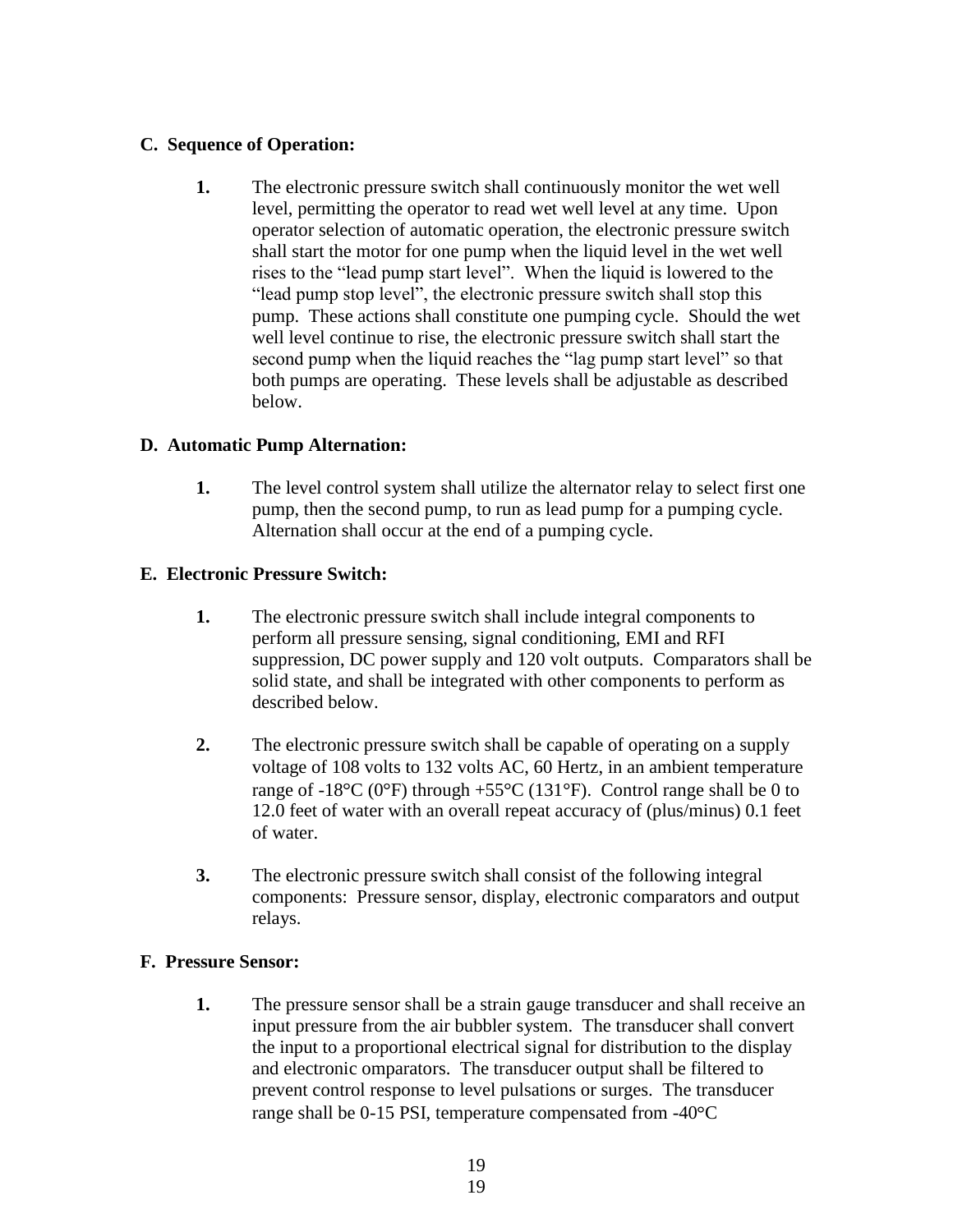**C. Sequence of Operation:**

**1.** The electronic pressure switch shall continuously monitor the wet well level, permitting the operator to read wet well level at any time. Upon operator selection of automatic operation, the electronic pressure switch shall start the motor for one pump when the liquid level in the wet well rises to the "lead pump start level". When the liquid is lowered to the "lead pump stop level", the electronic pressure switch shall stop this pump. These actions shall constitute one pumping cycle. Should the wet well level continue to rise, the electronic pressure switch shall start the second pump when the liquid reaches the "lag pump start level" so that both pumps are operating. These levels shall be adjustable as described below.

**D. Automatic Pump Alternation:**

**1.** The level control system shall utilize the alternator relay to select first one pump, then the second pump, to run as lead pump for a pumping cycle. Alternation shall occur at the end of a pumping cycle.

**E. Electronic Pressure Switch:**

**1.** The electronic pressure switch shall include integral components to perform all pressure sensing, signal conditioning, EMI and RFI suppression, DC power supply and 120 volt outputs. Comparators shall be solid state, and shall be integrated with other components to perform as described below.

**2.** The electronic pressure switch shall be capable of operating on a supply voltage of 108 volts to 132 volts AC, 60 Hertz, in an ambient temperature range of -18°C (0°F) through +55°C (131°F). Control range shall be 0 to 12.0 feet of water with an overall repeat accuracy of (plus/minus) 0.1 feet of water.

**3.** The electronic pressure switch shall consist of the following integral components: Pressure sensor, display, electronic comparators and output relays.

**F. Pressure Sensor:**

**1.** The pressure sensor shall be a strain gauge transducer and shall receive an input pressure from the air bubbler system. The transducer shall convert the input to a proportional electrical signal for distribution to the display and electronic omparators. The transducer output shall be filtered to prevent control response to level pulsations or surges. The transducer range shall be 0-15 PSI, temperature compensated from -40°C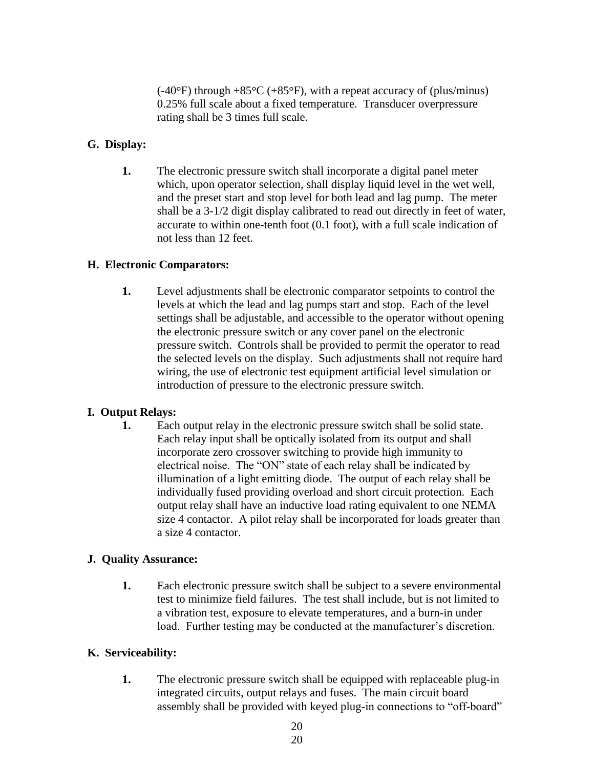(-40°F) through +85°C (+85°F), with a repeat accuracy of (plus/minus) 0.25% full scale about a fixed temperature. Transducer overpressure rating shall be 3 times full scale.

**G. Display:**

1. The electronic pressure switch shall incorporate a digital panel meter which, upon operator selection, shall display liquid level in the wet well, and the preset start and stop level for both lead and lag pump. The meter shall be a 3-1/2 digit display calibrated to read out directly in feet of water, accurate to within one-tenth foot (0.1 foot), with a full scale indication of not less than 12 feet.

**H. Electronic Comparators:**

1. Level adjustments shall be electronic comparator setpoints to control the levels at which the lead and lag pumps start and stop. Each of the level settings shall be adjustable, and accessible to the operator without opening the electronic pressure switch or any cover panel on the electronic pressure switch. Controls shall be provided to permit the operator to read the selected levels on the display. Such adjustments shall not require hard wiring, the use of electronic test equipment artificial level simulation or introduction of pressure to the electronic pressure switch.

**I. Output Relays:**

1. Each output relay in the electronic pressure switch shall be solid state. Each relay input shall be optically isolated from its output and shall incorporate zero crossover switching to provide high immunity to electrical noise. The "ON" state of each relay shall be indicated by illumination of a light emitting diode. The output of each relay shall be individually fused providing overload and short circuit protection. Each output relay shall have an inductive load rating equivalent to one NEMA size 4 contactor. A pilot relay shall be incorporated for loads greater than a size 4 contactor.

**J. Quality Assurance:**

1. Each electronic pressure switch shall be subject to a severe environmental test to minimize field failures. The test shall include, but is not limited to a vibration test, exposure to elevate temperatures, and a burn-in under load. Further testing may be conducted at the manufacturer's discretion.

**K. Serviceability:**

1. The electronic pressure switch shall be equipped with replaceable plug-in integrated circuits, output relays and fuses. The main circuit board assembly shall be provided with keyed plug-in connections to "off-board"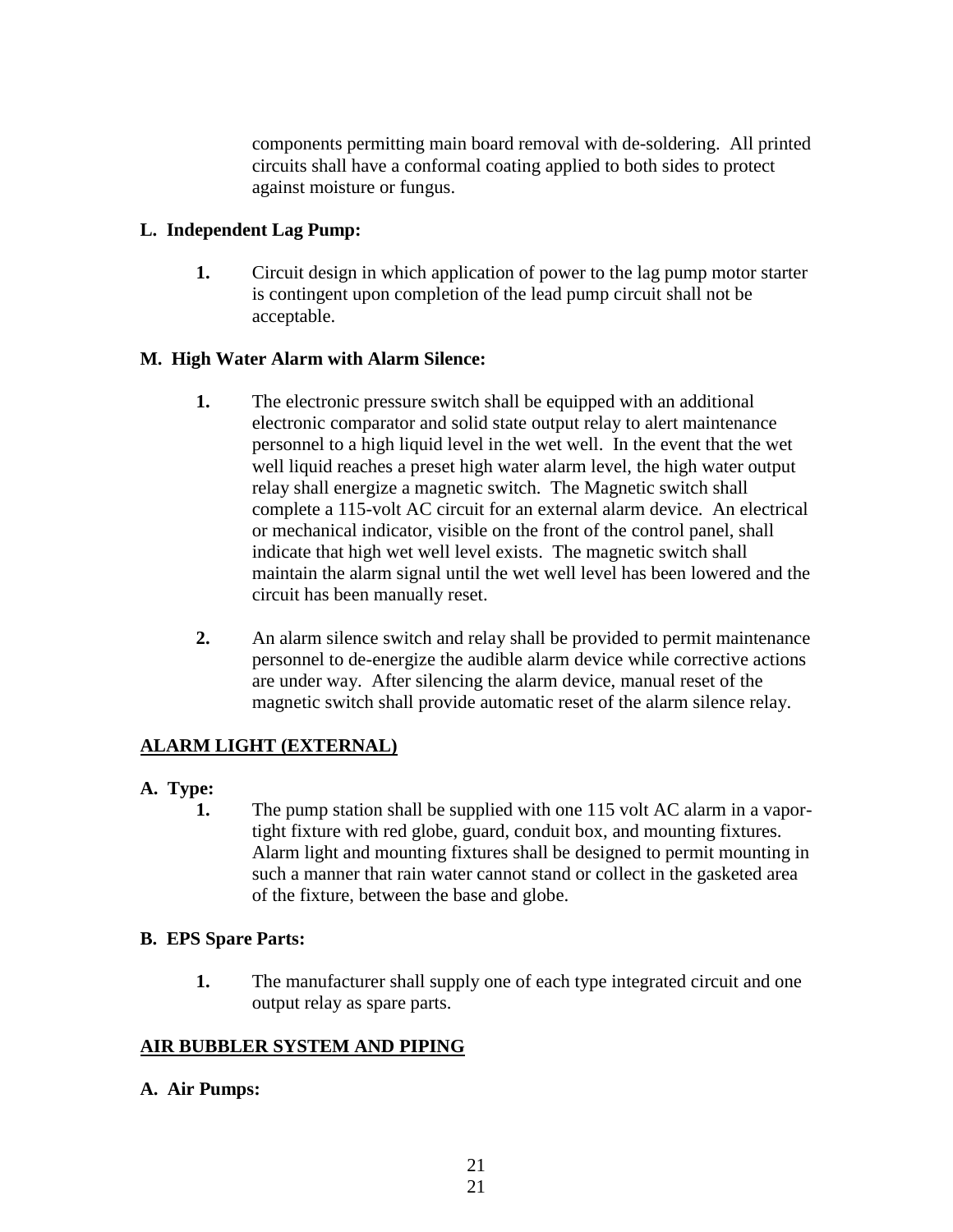components permitting main board removal with de-soldering. All printed circuits shall have a conformal coating applied to both sides to protect against moisture or fungus.

**L. Independent Lag Pump:**

**1.** Circuit design in which application of power to the lag pump motor starter is contingent upon completion of the lead pump circuit shall not be acceptable.

**M. High Water Alarm with Alarm Silence:**

**1.** The electronic pressure switch shall be equipped with an additional electronic comparator and solid state output relay to alert maintenance personnel to a high liquid level in the wet well. In the event that the wet well liquid reaches a preset high water alarm level, the high water output relay shall energize a magnetic switch. The Magnetic switch shall complete a 115-volt AC circuit for an external alarm device. An electrical or mechanical indicator, visible on the front of the control panel, shall indicate that high wet well level exists. The magnetic switch shall maintain the alarm signal until the wet well level has been lowered and the circuit has been manually reset.

**2.** An alarm silence switch and relay shall be provided to permit maintenance personnel to de-energize the audible alarm device while corrective actions are under way. After silencing the alarm device, manual reset of the magnetic switch shall provide automatic reset of the alarm silence relay.

## ALARM LIGHT (EXTERNAL)

**A. Type:**

**1.** The pump station shall be supplied with one 115 volt AC alarm in a vapor-tight fixture with red globe, guard, conduit box, and mounting fixtures. Alarm light and mounting fixtures shall be designed to permit mounting in such a manner that rain water cannot stand or collect in the gasketed area of the fixture, between the base and globe.

**B. EPS Spare Parts:**

**1.** The manufacturer shall supply one of each type integrated circuit and one output relay as spare parts.

## AIR BUBBLER SYSTEM AND PIPING

**A. Air Pumps:**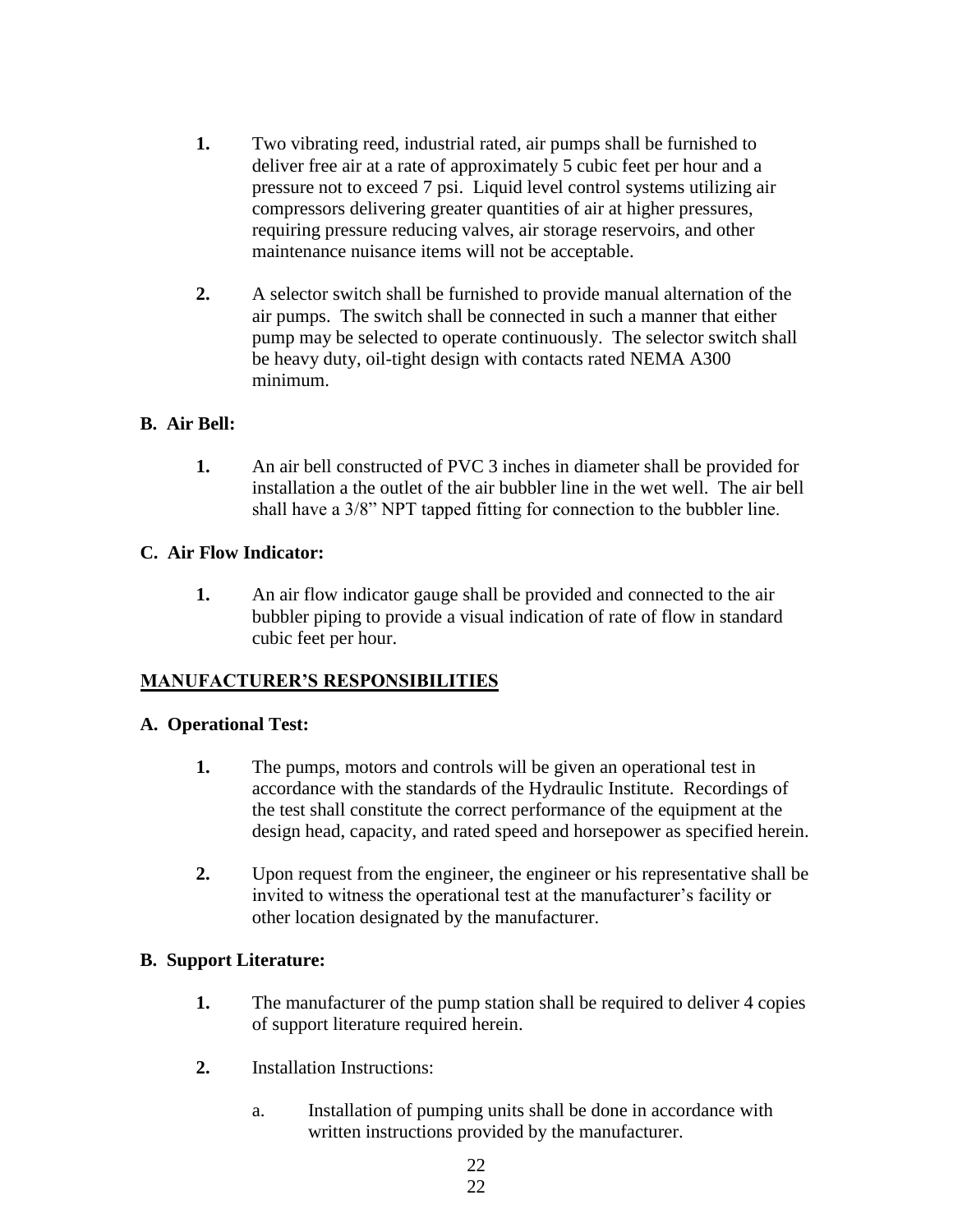1. Two vibrating reed, industrial rated, air pumps shall be furnished to deliver free air at a rate of approximately 5 cubic feet per hour and a pressure not to exceed 7 psi. Liquid level control systems utilizing air compressors delivering greater quantities of air at higher pressures, requiring pressure reducing valves, air storage reservoirs, and other maintenance nuisance items will not be acceptable.

2. A selector switch shall be furnished to provide manual alternation of the air pumps. The switch shall be connected in such a manner that either pump may be selected to operate continuously. The selector switch shall be heavy duty, oil-tight design with contacts rated NEMA A300 minimum.

**B. Air Bell:**

1. An air bell constructed of PVC 3 inches in diameter shall be provided for installation a the outlet of the air bubbler line in the wet well. The air bell shall have a 3/8" NPT tapped fitting for connection to the bubbler line.

**C. Air Flow Indicator:**

1. An air flow indicator gauge shall be provided and connected to the air bubbler piping to provide a visual indication of rate of flow in standard cubic feet per hour.

## MANUFACTURER'S RESPONSIBILITIES

**A. Operational Test:**

1. The pumps, motors and controls will be given an operational test in accordance with the standards of the Hydraulic Institute. Recordings of the test shall constitute the correct performance of the equipment at the design head, capacity, and rated speed and horsepower as specified herein.

2. Upon request from the engineer, the engineer or his representative shall be invited to witness the operational test at the manufacturer's facility or other location designated by the manufacturer.

**B. Support Literature:**

1. The manufacturer of the pump station shall be required to deliver 4 copies of support literature required herein.

2. Installation Instructions:

   a. Installation of pumping units shall be done in accordance with written instructions provided by the manufacturer.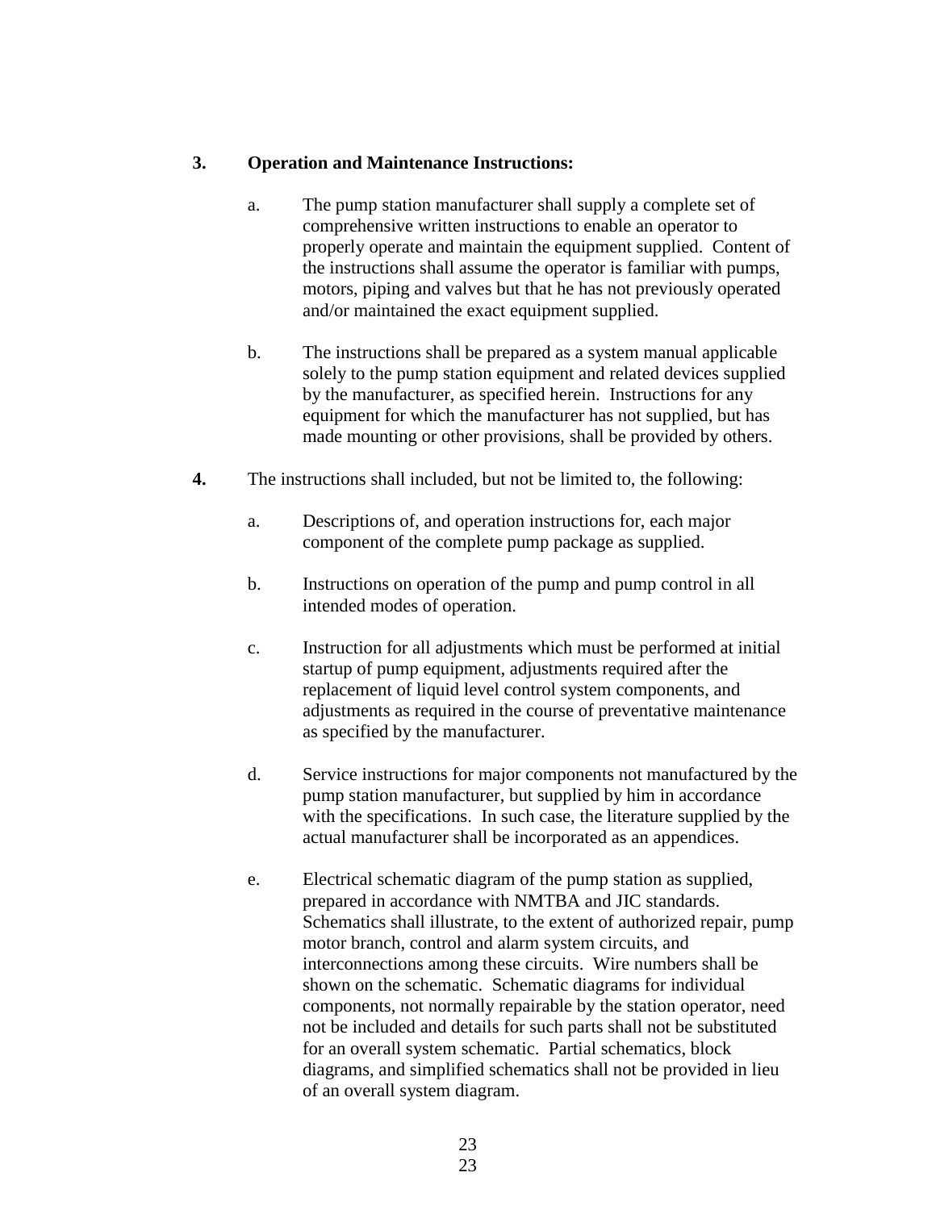**3.** **Operation and Maintenance Instructions:**

a. The pump station manufacturer shall supply a complete set of comprehensive written instructions to enable an operator to properly operate and maintain the equipment supplied. Content of the instructions shall assume the operator is familiar with pumps, motors, piping and valves but that he has not previously operated and/or maintained the exact equipment supplied.

b. The instructions shall be prepared as a system manual applicable solely to the pump station equipment and related devices supplied by the manufacturer, as specified herein. Instructions for any equipment for which the manufacturer has not supplied, but has made mounting or other provisions, shall be provided by others.

**4.** The instructions shall included, but not be limited to, the following:

a. Descriptions of, and operation instructions for, each major component of the complete pump package as supplied.

b. Instructions on operation of the pump and pump control in all intended modes of operation.

c. Instruction for all adjustments which must be performed at initial startup of pump equipment, adjustments required after the replacement of liquid level control system components, and adjustments as required in the course of preventative maintenance as specified by the manufacturer.

d. Service instructions for major components not manufactured by the pump station manufacturer, but supplied by him in accordance with the specifications. In such case, the literature supplied by the actual manufacturer shall be incorporated as an appendices.

e. Electrical schematic diagram of the pump station as supplied, prepared in accordance with NMTBA and JIC standards. Schematics shall illustrate, to the extent of authorized repair, pump motor branch, control and alarm system circuits, and interconnections among these circuits. Wire numbers shall be shown on the schematic. Schematic diagrams for individual components, not normally repairable by the station operator, need not be included and details for such parts shall not be substituted for an overall system schematic. Partial schematics, block diagrams, and simplified schematics shall not be provided in lieu of an overall system diagram.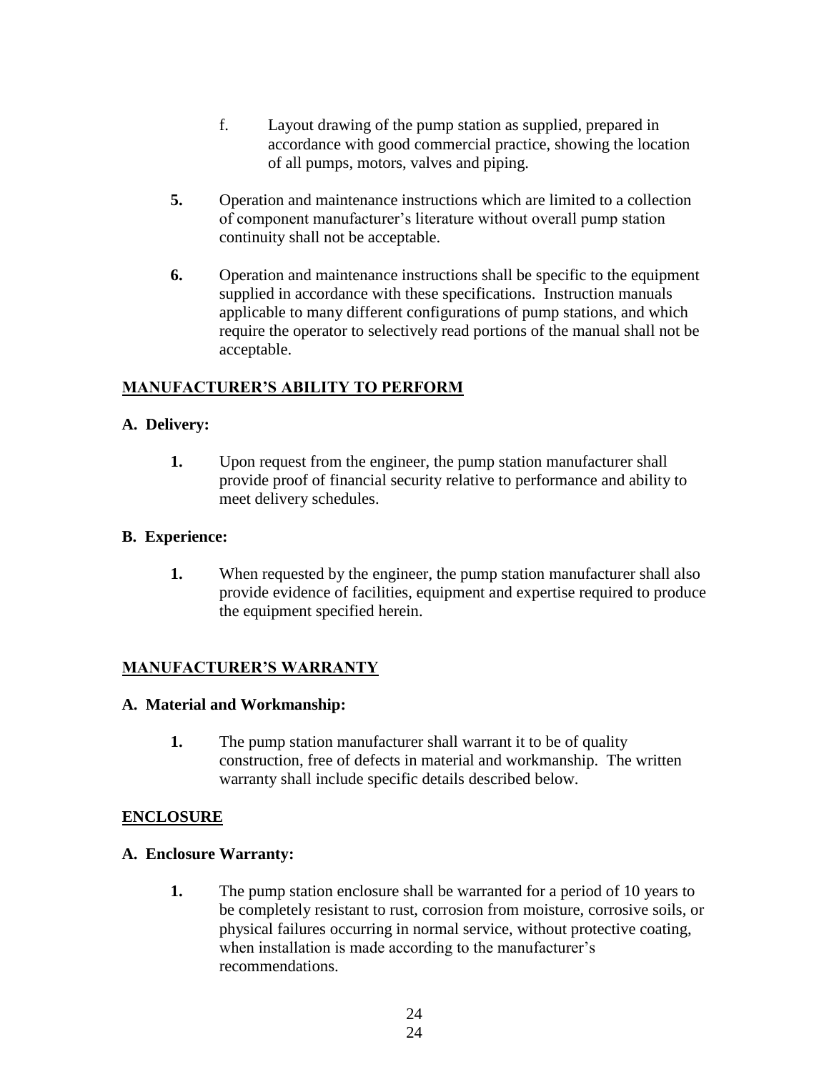f. Layout drawing of the pump station as supplied, prepared in accordance with good commercial practice, showing the location of all pumps, motors, valves and piping.

**5.** Operation and maintenance instructions which are limited to a collection of component manufacturer's literature without overall pump station continuity shall not be acceptable.

**6.** Operation and maintenance instructions shall be specific to the equipment supplied in accordance with these specifications. Instruction manuals applicable to many different configurations of pump stations, and which require the operator to selectively read portions of the manual shall not be acceptable.

## MANUFACTURER'S ABILITY TO PERFORM

### A. Delivery:

**1.** Upon request from the engineer, the pump station manufacturer shall provide proof of financial security relative to performance and ability to meet delivery schedules.

### B. Experience:

**1.** When requested by the engineer, the pump station manufacturer shall also provide evidence of facilities, equipment and expertise required to produce the equipment specified herein.

## MANUFACTURER'S WARRANTY

### A. Material and Workmanship:

**1.** The pump station manufacturer shall warrant it to be of quality construction, free of defects in material and workmanship. The written warranty shall include specific details described below.

## ENCLOSURE

### A. Enclosure Warranty:

**1.** The pump station enclosure shall be warranted for a period of 10 years to be completely resistant to rust, corrosion from moisture, corrosive soils, or physical failures occurring in normal service, without protective coating, when installation is made according to the manufacturer's recommendations.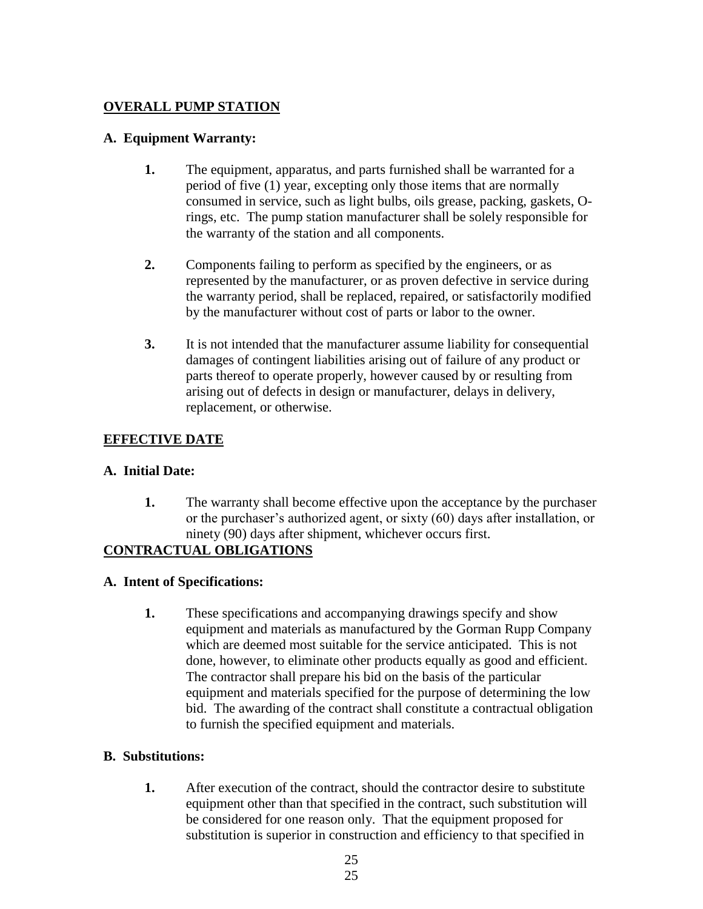## OVERALL PUMP STATION

### A. Equipment Warranty:

**1.** The equipment, apparatus, and parts furnished shall be warranted for a period of five (1) year, excepting only those items that are normally consumed in service, such as light bulbs, oils grease, packing, gaskets, O-rings, etc. The pump station manufacturer shall be solely responsible for the warranty of the station and all components.

**2.** Components failing to perform as specified by the engineers, or as represented by the manufacturer, or as proven defective in service during the warranty period, shall be replaced, repaired, or satisfactorily modified by the manufacturer without cost of parts or labor to the owner.

**3.** It is not intended that the manufacturer assume liability for consequential damages of contingent liabilities arising out of failure of any product or parts thereof to operate properly, however caused by or resulting from arising out of defects in design or manufacturer, delays in delivery, replacement, or otherwise.

## EFFECTIVE DATE

### A. Initial Date:

**1.** The warranty shall become effective upon the acceptance by the purchaser or the purchaser's authorized agent, or sixty (60) days after installation, or ninety (90) days after shipment, whichever occurs first.

## CONTRACTUAL OBLIGATIONS

### A. Intent of Specifications:

**1.** These specifications and accompanying drawings specify and show equipment and materials as manufactured by the Gorman Rupp Company which are deemed most suitable for the service anticipated. This is not done, however, to eliminate other products equally as good and efficient. The contractor shall prepare his bid on the basis of the particular equipment and materials specified for the purpose of determining the low bid. The awarding of the contract shall constitute a contractual obligation to furnish the specified equipment and materials.

### B. Substitutions:

**1.** After execution of the contract, should the contractor desire to substitute equipment other than that specified in the contract, such substitution will be considered for one reason only. That the equipment proposed for substitution is superior in construction and efficiency to that specified in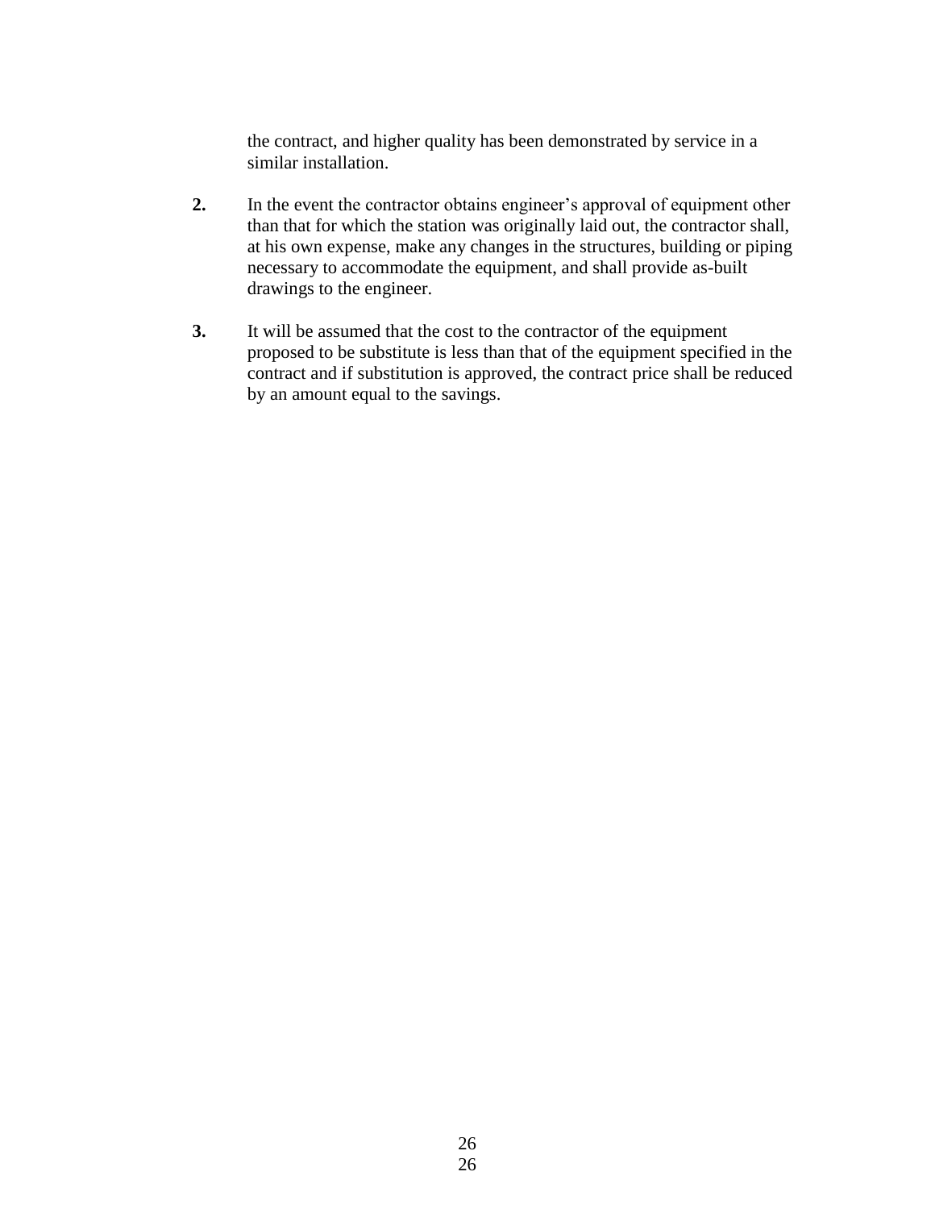the contract, and higher quality has been demonstrated by service in a similar installation.

**2.** In the event the contractor obtains engineer's approval of equipment other than that for which the station was originally laid out, the contractor shall, at his own expense, make any changes in the structures, building or piping necessary to accommodate the equipment, and shall provide as-built drawings to the engineer.

**3.** It will be assumed that the cost to the contractor of the equipment proposed to be substitute is less than that of the equipment specified in the contract and if substitution is approved, the contract price shall be reduced by an amount equal to the savings.